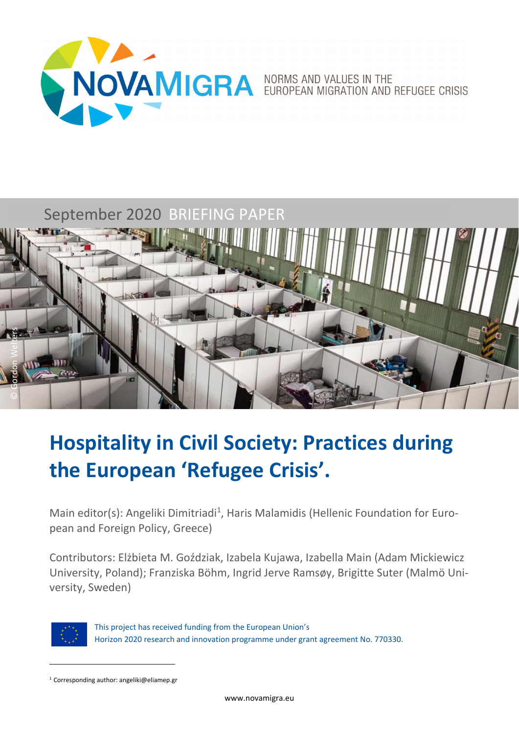NOVAMIGRA NORMS AND VALUES IN THE EUROPEAN MIGRATION AND REFUGEE CRISIS

September 2020 BRIEFING PAPER

© Gordon Welters

# Hospitality in Civil Society: Practices during the European 'Refugee Crisis'.

Main editor(s): Angeliki Dimitriadi[1], Haris Malamidis (Hellenic Foundation for European and Foreign Policy, Greece)

Contributors: Elżbieta M. Goździak, Izabela Kujawa, Izabella Main (Adam Mickiewicz University, Poland); Franziska Böhm, Ingrid Jerve Ramsøy, Brigitte Suter (Malmö University, Sweden)

This project has received funding from the European Union's Horizon 2020 research and innovation programme under grant agreement No. 770330.

[1] Corresponding author: angeliki@eliamep.gr

www.novamigra.eu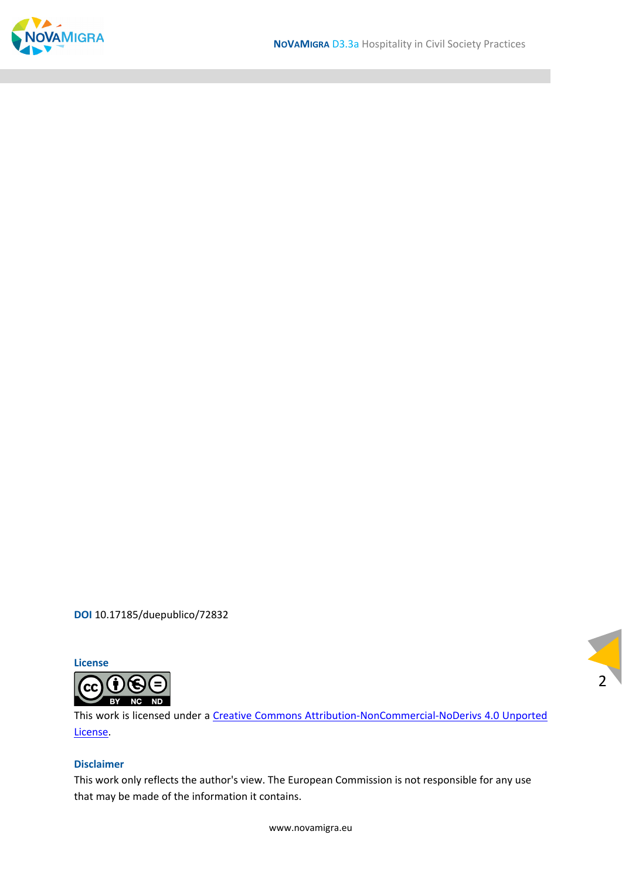**DOI** 10.17185/duepublico/72832

**License**

This work is licensed under a [Creative Commons Attribution-NonCommercial-NoDerivs 4.0 Unported License](https://creativecommons.org/licenses/by-nc-nd/4.0/).

**Disclaimer**

This work only reflects the author's view. The European Commission is not responsible for any use that may be made of the information it contains.

www.novamigra.eu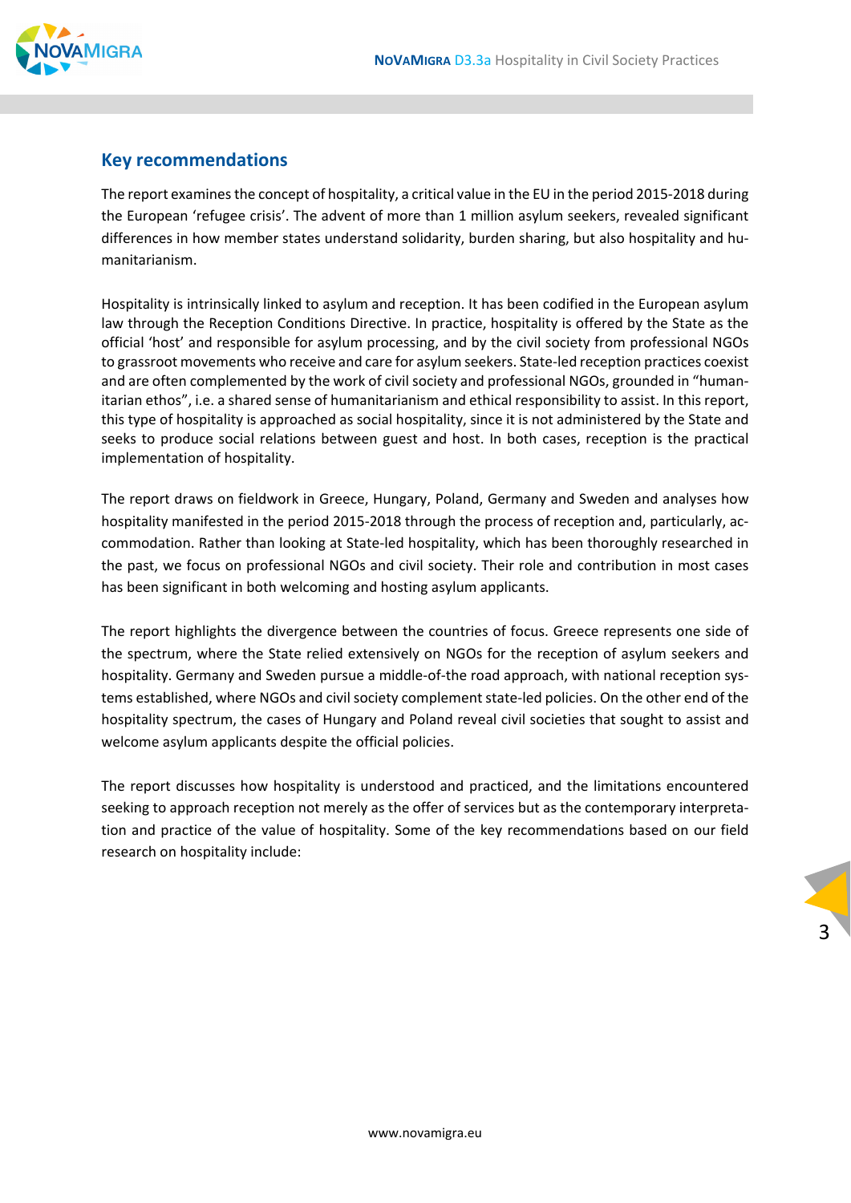## Key recommendations

The report examines the concept of hospitality, a critical value in the EU in the period 2015-2018 during the European 'refugee crisis'. The advent of more than 1 million asylum seekers, revealed significant differences in how member states understand solidarity, burden sharing, but also hospitality and humanitarianism.

Hospitality is intrinsically linked to asylum and reception. It has been codified in the European asylum law through the Reception Conditions Directive. In practice, hospitality is offered by the State as the official 'host' and responsible for asylum processing, and by the civil society from professional NGOs to grassroot movements who receive and care for asylum seekers. State-led reception practices coexist and are often complemented by the work of civil society and professional NGOs, grounded in "humanitarian ethos", i.e. a shared sense of humanitarianism and ethical responsibility to assist. In this report, this type of hospitality is approached as social hospitality, since it is not administered by the State and seeks to produce social relations between guest and host. In both cases, reception is the practical implementation of hospitality.

The report draws on fieldwork in Greece, Hungary, Poland, Germany and Sweden and analyses how hospitality manifested in the period 2015-2018 through the process of reception and, particularly, accommodation. Rather than looking at State-led hospitality, which has been thoroughly researched in the past, we focus on professional NGOs and civil society. Their role and contribution in most cases has been significant in both welcoming and hosting asylum applicants.

The report highlights the divergence between the countries of focus. Greece represents one side of the spectrum, where the State relied extensively on NGOs for the reception of asylum seekers and hospitality. Germany and Sweden pursue a middle-of-the road approach, with national reception systems established, where NGOs and civil society complement state-led policies. On the other end of the hospitality spectrum, the cases of Hungary and Poland reveal civil societies that sought to assist and welcome asylum applicants despite the official policies.

The report discusses how hospitality is understood and practiced, and the limitations encountered seeking to approach reception not merely as the offer of services but as the contemporary interpretation and practice of the value of hospitality. Some of the key recommendations based on our field research on hospitality include: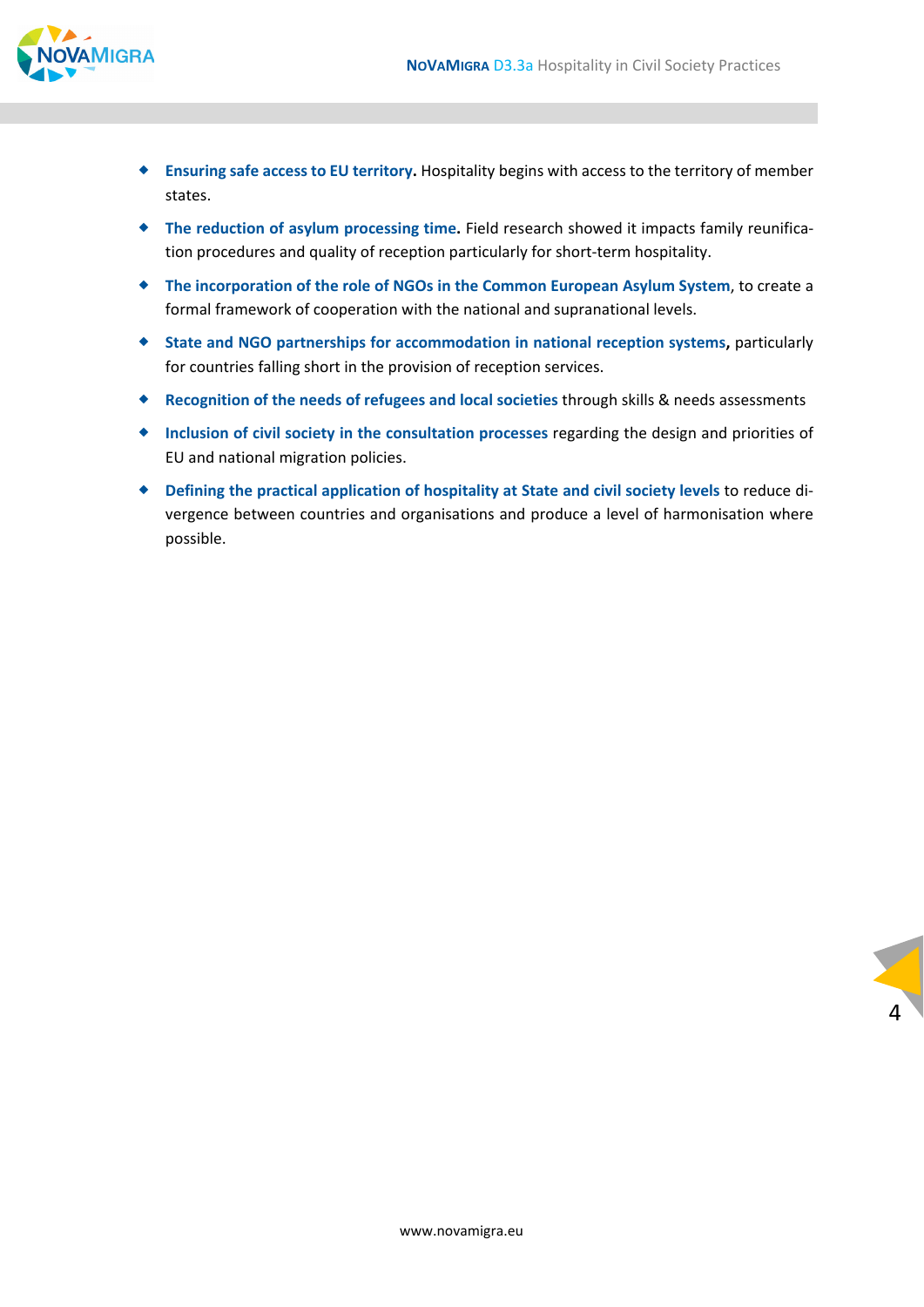- **Ensuring safe access to EU territory.** Hospitality begins with access to the territory of member states.
- **The reduction of asylum processing time.** Field research showed it impacts family reunification procedures and quality of reception particularly for short-term hospitality.
- **The incorporation of the role of NGOs in the Common European Asylum System**, to create a formal framework of cooperation with the national and supranational levels.
- **State and NGO partnerships for accommodation in national reception systems,** particularly for countries falling short in the provision of reception services.
- **Recognition of the needs of refugees and local societies** through skills & needs assessments
- **Inclusion of civil society in the consultation processes** regarding the design and priorities of EU and national migration policies.
- **Defining the practical application of hospitality at State and civil society levels** to reduce divergence between countries and organisations and produce a level of harmonisation where possible.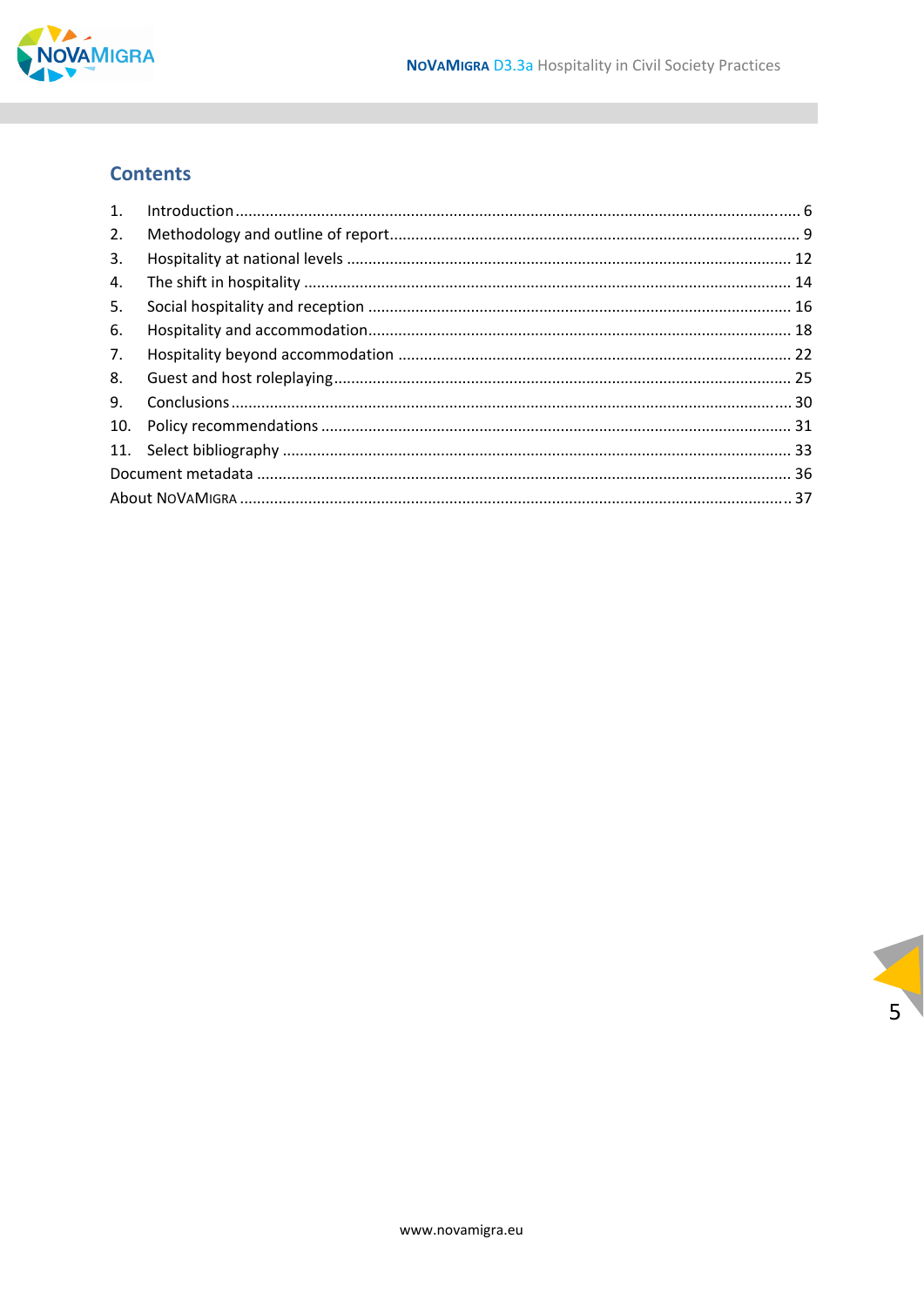## Contents

1. Introduction ... 6
2. Methodology and outline of report ... 9
3. Hospitality at national levels ... 12
4. The shift in hospitality ... 14
5. Social hospitality and reception ... 16
6. Hospitality and accommodation ... 18
7. Hospitality beyond accommodation ... 22
8. Guest and host roleplaying ... 25
9. Conclusions ... 30
10. Policy recommendations ... 31
11. Select bibliography ... 33

Document metadata ... 36

About NoVaMigra ... 37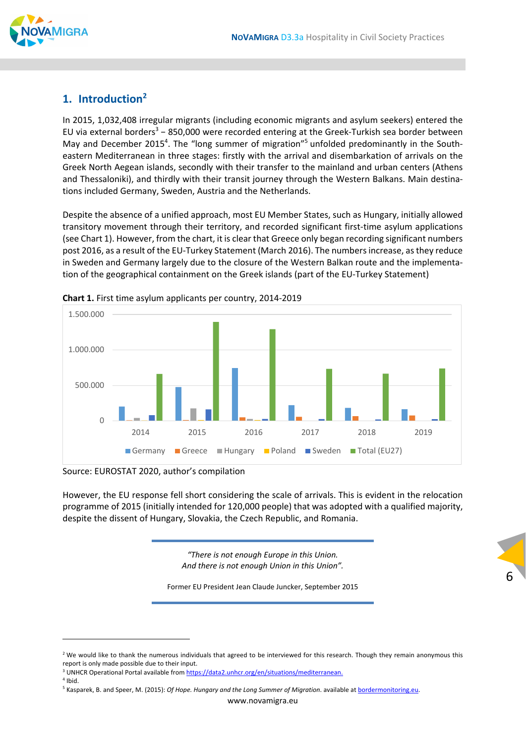## 1. Introduction[2]

In 2015, 1,032,408 irregular migrants (including economic migrants and asylum seekers) entered the EU via external borders[3] – 850,000 were recorded entering at the Greek-Turkish sea border between May and December 2015[4]. The "long summer of migration"[5] unfolded predominantly in the South-eastern Mediterranean in three stages: firstly with the arrival and disembarkation of arrivals on the Greek North Aegean islands, secondly with their transfer to the mainland and urban centers (Athens and Thessaloniki), and thirdly with their transit journey through the Western Balkans. Main destinations included Germany, Sweden, Austria and the Netherlands.

Despite the absence of a unified approach, most EU Member States, such as Hungary, initially allowed transitory movement through their territory, and recorded significant first-time asylum applications (see Chart 1). However, from the chart, it is clear that Greece only began recording significant numbers post 2016, as a result of the EU-Turkey Statement (March 2016). The numbers increase, as they reduce in Sweden and Germany largely due to the closure of the Western Balkan route and the implementation of the geographical containment on the Greek islands (part of the EU-Turkey Statement)

**Chart 1.** First time asylum applicants per country, 2014-2019

Source: EUROSTAT 2020, author's compilation

However, the EU response fell short considering the scale of arrivals. This is evident in the relocation programme of 2015 (initially intended for 120,000 people) that was adopted with a qualified majority, despite the dissent of Hungary, Slovakia, the Czech Republic, and Romania.

> *"There is not enough Europe in this Union.*
> *And there is not enough Union in this Union".*
>
> Former EU President Jean Claude Juncker, September 2015

---

[2] We would like to thank the numerous individuals that agreed to be interviewed for this research. Though they remain anonymous this report is only made possible due to their input.

[3] UNHCR Operational Portal available from https://data2.unhcr.org/en/situations/mediterranean.

[4] Ibid.

[5] Kasparek, B. and Speer, M. (2015): *Of Hope. Hungary and the Long Summer of Migration*. available at bordermonitoring.eu.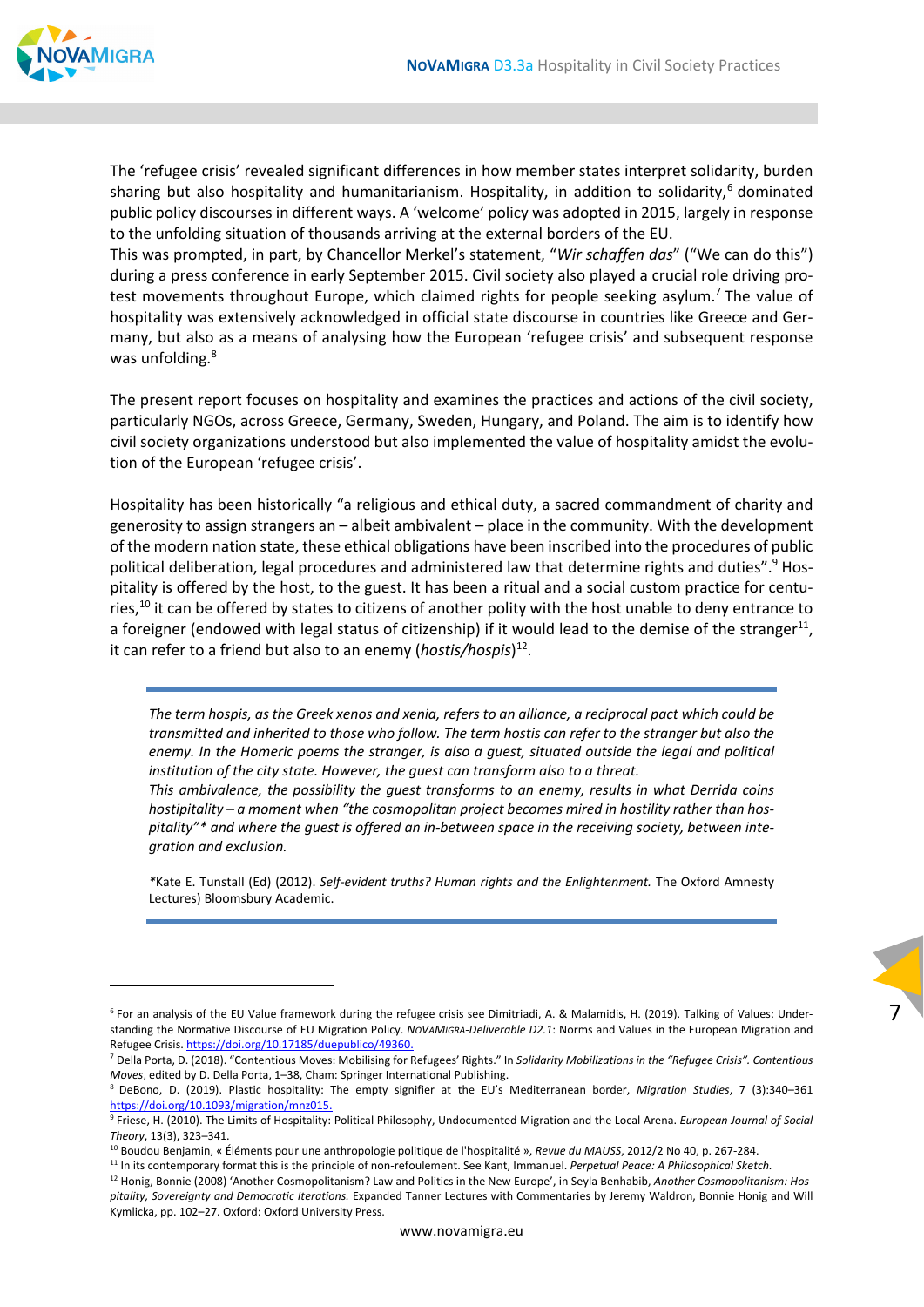The 'refugee crisis' revealed significant differences in how member states interpret solidarity, burden sharing but also hospitality and humanitarianism. Hospitality, in addition to solidarity,[6] dominated public policy discourses in different ways. A 'welcome' policy was adopted in 2015, largely in response to the unfolding situation of thousands arriving at the external borders of the EU.
This was prompted, in part, by Chancellor Merkel's statement, "*Wir schaffen das*" ("We can do this") during a press conference in early September 2015. Civil society also played a crucial role driving protest movements throughout Europe, which claimed rights for people seeking asylum.[7] The value of hospitality was extensively acknowledged in official state discourse in countries like Greece and Germany, but also as a means of analysing how the European 'refugee crisis' and subsequent response was unfolding.[8]

The present report focuses on hospitality and examines the practices and actions of the civil society, particularly NGOs, across Greece, Germany, Sweden, Hungary, and Poland. The aim is to identify how civil society organizations understood but also implemented the value of hospitality amidst the evolution of the European 'refugee crisis'.

Hospitality has been historically "a religious and ethical duty, a sacred commandment of charity and generosity to assign strangers an – albeit ambivalent – place in the community. With the development of the modern nation state, these ethical obligations have been inscribed into the procedures of public political deliberation, legal procedures and administered law that determine rights and duties".[9] Hospitality is offered by the host, to the guest. It has been a ritual and a social custom practice for centuries,[10] it can be offered by states to citizens of another polity with the host unable to deny entrance to a foreigner (endowed with legal status of citizenship) if it would lead to the demise of the stranger[11], it can refer to a friend but also to an enemy (*hostis/hospis*)[12].

> *The term hospis, as the Greek xenos and xenia, refers to an alliance, a reciprocal pact which could be transmitted and inherited to those who follow. The term hostis can refer to the stranger but also the enemy. In the Homeric poems the stranger, is also a guest, situated outside the legal and political institution of the city state. However, the guest can transform also to a threat.*
> *This ambivalence, the possibility the guest transforms to an enemy, results in what Derrida coins hostipitality – a moment when "the cosmopolitan project becomes mired in hostility rather than hospitality"\* and where the guest is offered an in-between space in the receiving society, between integration and exclusion.*
>
> \*Kate E. Tunstall (Ed) (2012). *Self-evident truths? Human rights and the Enlightenment.* The Oxford Amnesty Lectures) Bloomsbury Academic.

---

[6] For an analysis of the EU Value framework during the refugee crisis see Dimitriadi, A. & Malamidis, H. (2019). Talking of Values: Understanding the Normative Discourse of EU Migration Policy. *NoVaMigra-Deliverable D2.1*: Norms and Values in the European Migration and Refugee Crisis. https://doi.org/10.17185/duepublico/49360.

[7] Della Porta, D. (2018). "Contentious Moves: Mobilising for Refugees' Rights." In *Solidarity Mobilizations in the "Refugee Crisis". Contentious Moves*, edited by D. Della Porta, 1–38, Cham: Springer International Publishing.

[8] DeBono, D. (2019). Plastic hospitality: The empty signifier at the EU's Mediterranean border, *Migration Studies*, 7 (3):340–361 https://doi.org/10.1093/migration/mnz015.

[9] Friese, H. (2010). The Limits of Hospitality: Political Philosophy, Undocumented Migration and the Local Arena. *European Journal of Social Theory*, 13(3), 323–341.

[10] Boudou Benjamin, « Éléments pour une anthropologie politique de l'hospitalité », *Revue du MAUSS*, 2012/2 No 40, p. 267-284.

[11] In its contemporary format this is the principle of non-refoulement. See Kant, Immanuel. *Perpetual Peace: A Philosophical Sketch*.

[12] Honig, Bonnie (2008) 'Another Cosmopolitanism? Law and Politics in the New Europe', in Seyla Benhabib, *Another Cosmopolitanism: Hospitality, Sovereignty and Democratic Iterations.* Expanded Tanner Lectures with Commentaries by Jeremy Waldron, Bonnie Honig and Will Kymlicka, pp. 102–27. Oxford: Oxford University Press.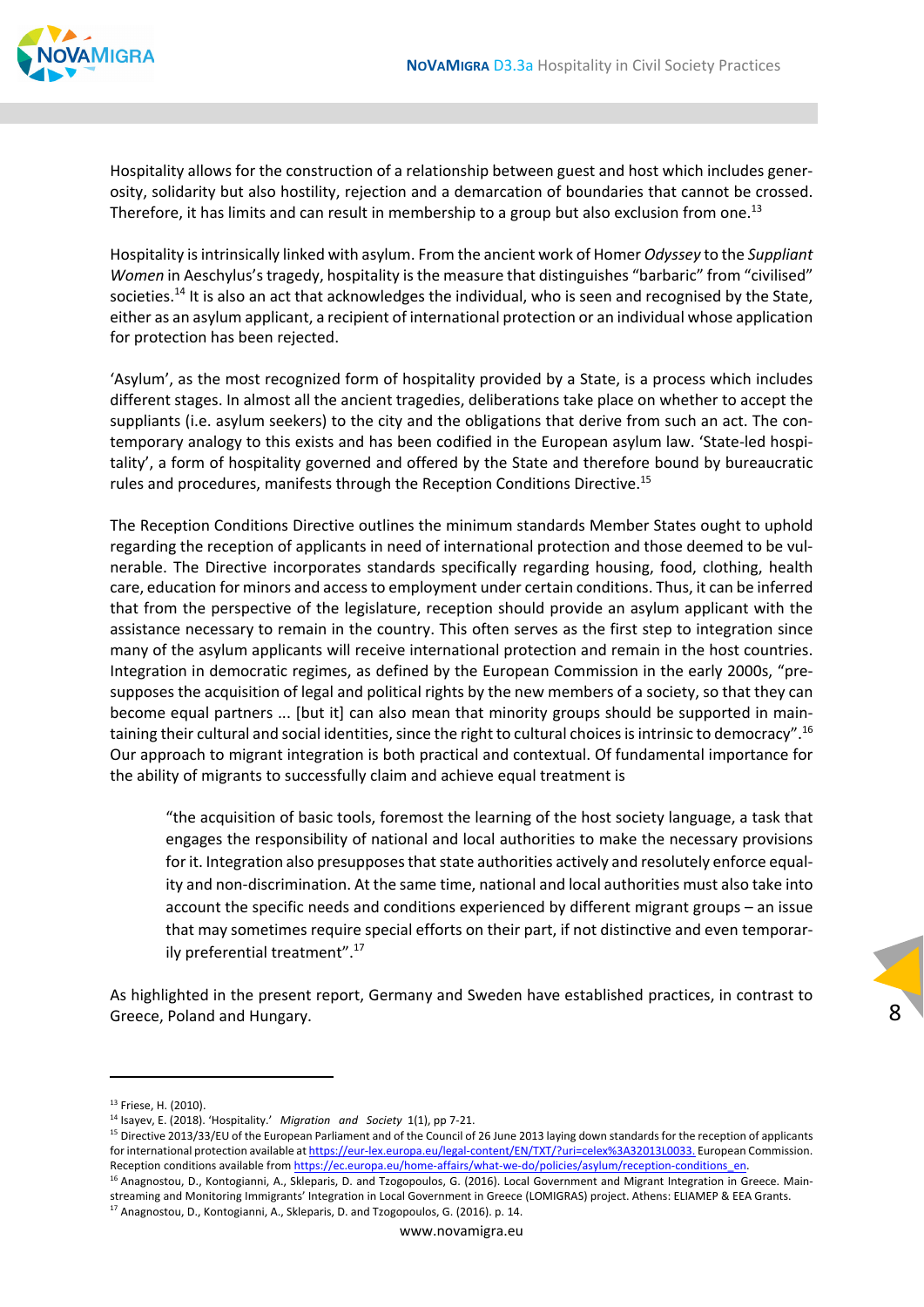Hospitality allows for the construction of a relationship between guest and host which includes generosity, solidarity but also hostility, rejection and a demarcation of boundaries that cannot be crossed. Therefore, it has limits and can result in membership to a group but also exclusion from one.[13]

Hospitality is intrinsically linked with asylum. From the ancient work of Homer *Odyssey* to the *Suppliant Women* in Aeschylus's tragedy, hospitality is the measure that distinguishes "barbaric" from "civilised" societies.[14] It is also an act that acknowledges the individual, who is seen and recognised by the State, either as an asylum applicant, a recipient of international protection or an individual whose application for protection has been rejected.

'Asylum', as the most recognized form of hospitality provided by a State, is a process which includes different stages. In almost all the ancient tragedies, deliberations take place on whether to accept the suppliants (i.e. asylum seekers) to the city and the obligations that derive from such an act. The contemporary analogy to this exists and has been codified in the European asylum law. 'State-led hospitality', a form of hospitality governed and offered by the State and therefore bound by bureaucratic rules and procedures, manifests through the Reception Conditions Directive.[15]

The Reception Conditions Directive outlines the minimum standards Member States ought to uphold regarding the reception of applicants in need of international protection and those deemed to be vulnerable. The Directive incorporates standards specifically regarding housing, food, clothing, health care, education for minors and access to employment under certain conditions. Thus, it can be inferred that from the perspective of the legislature, reception should provide an asylum applicant with the assistance necessary to remain in the country. This often serves as the first step to integration since many of the asylum applicants will receive international protection and remain in the host countries. Integration in democratic regimes, as defined by the European Commission in the early 2000s, "presupposes the acquisition of legal and political rights by the new members of a society, so that they can become equal partners ... [but it] can also mean that minority groups should be supported in maintaining their cultural and social identities, since the right to cultural choices is intrinsic to democracy".[16] Our approach to migrant integration is both practical and contextual. Of fundamental importance for the ability of migrants to successfully claim and achieve equal treatment is

> "the acquisition of basic tools, foremost the learning of the host society language, a task that engages the responsibility of national and local authorities to make the necessary provisions for it. Integration also presupposes that state authorities actively and resolutely enforce equality and non-discrimination. At the same time, national and local authorities must also take into account the specific needs and conditions experienced by different migrant groups – an issue that may sometimes require special efforts on their part, if not distinctive and even temporarily preferential treatment".[17]

As highlighted in the present report, Germany and Sweden have established practices, in contrast to Greece, Poland and Hungary.

---

[13] Friese, H. (2010).

[14] Isayev, E. (2018). 'Hospitality.' *Migration and Society* 1(1), pp 7-21.

[15] Directive 2013/33/EU of the European Parliament and of the Council of 26 June 2013 laying down standards for the reception of applicants for international protection available at https://eur-lex.europa.eu/legal-content/EN/TXT/?uri=celex%3A32013L0033. European Commission. Reception conditions available from https://ec.europa.eu/home-affairs/what-we-do/policies/asylum/reception-conditions_en.

[16] Anagnostou, D., Kontogianni, A., Skleparis, D. and Tzogopoulos, G. (2016). Local Government and Migrant Integration in Greece. Mainstreaming and Monitoring Immigrants' Integration in Local Government in Greece (LOMIGRAS) project. Athens: ELIAMEP & EEA Grants.

[17] Anagnostou, D., Kontogianni, A., Skleparis, D. and Tzogopoulos, G. (2016). p. 14.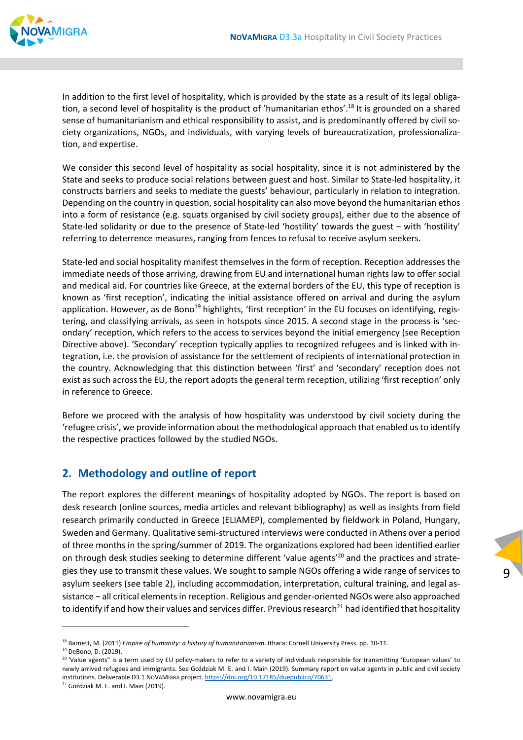In addition to the first level of hospitality, which is provided by the state as a result of its legal obligation, a second level of hospitality is the product of 'humanitarian ethos'.[18] It is grounded on a shared sense of humanitarianism and ethical responsibility to assist, and is predominantly offered by civil society organizations, NGOs, and individuals, with varying levels of bureaucratization, professionalization, and expertise.

We consider this second level of hospitality as social hospitality, since it is not administered by the State and seeks to produce social relations between guest and host. Similar to State-led hospitality, it constructs barriers and seeks to mediate the guests' behaviour, particularly in relation to integration. Depending on the country in question, social hospitality can also move beyond the humanitarian ethos into a form of resistance (e.g. squats organised by civil society groups), either due to the absence of State-led solidarity or due to the presence of State-led 'hostility' towards the guest – with 'hostility' referring to deterrence measures, ranging from fences to refusal to receive asylum seekers.

State-led and social hospitality manifest themselves in the form of reception. Reception addresses the immediate needs of those arriving, drawing from EU and international human rights law to offer social and medical aid. For countries like Greece, at the external borders of the EU, this type of reception is known as 'first reception', indicating the initial assistance offered on arrival and during the asylum application. However, as de Bono[19] highlights, 'first reception' in the EU focuses on identifying, registering, and classifying arrivals, as seen in hotspots since 2015. A second stage in the process is 'secondary' reception, which refers to the access to services beyond the initial emergency (see Reception Directive above). 'Secondary' reception typically applies to recognized refugees and is linked with integration, i.e. the provision of assistance for the settlement of recipients of international protection in the country. Acknowledging that this distinction between 'first' and 'secondary' reception does not exist as such across the EU, the report adopts the general term reception, utilizing 'first reception' only in reference to Greece.

Before we proceed with the analysis of how hospitality was understood by civil society during the 'refugee crisis', we provide information about the methodological approach that enabled us to identify the respective practices followed by the studied NGOs.

## 2. Methodology and outline of report

The report explores the different meanings of hospitality adopted by NGOs. The report is based on desk research (online sources, media articles and relevant bibliography) as well as insights from field research primarily conducted in Greece (ELIAMEP), complemented by fieldwork in Poland, Hungary, Sweden and Germany. Qualitative semi-structured interviews were conducted in Athens over a period of three months in the spring/summer of 2019. The organizations explored had been identified earlier on through desk studies seeking to determine different 'value agents'[20] and the practices and strategies they use to transmit these values. We sought to sample NGOs offering a wide range of services to asylum seekers (see table 2), including accommodation, interpretation, cultural training, and legal assistance – all critical elements in reception. Religious and gender-oriented NGOs were also approached to identify if and how their values and services differ. Previous research[21] had identified that hospitality

---

[18] Barnett, M. (2011) *Empire of humanity: a history of humanitarianism*. Ithaca: Cornell University Press. pp. 10-11.

[19] DeBono, D. (2019).

[20] 'Value agents" is a term used by EU policy-makers to refer to a variety of individuals responsible for transmitting 'European values' to newly arrived refugees and immigrants. See Goździak M. E. and I. Main (2019). Summary report on value agents in public and civil society institutions. Deliverable D3.1 NoVaMigra project. https://doi.org/10.17185/duepublico/70631.

[21] Goździak M. E. and I. Main (2019).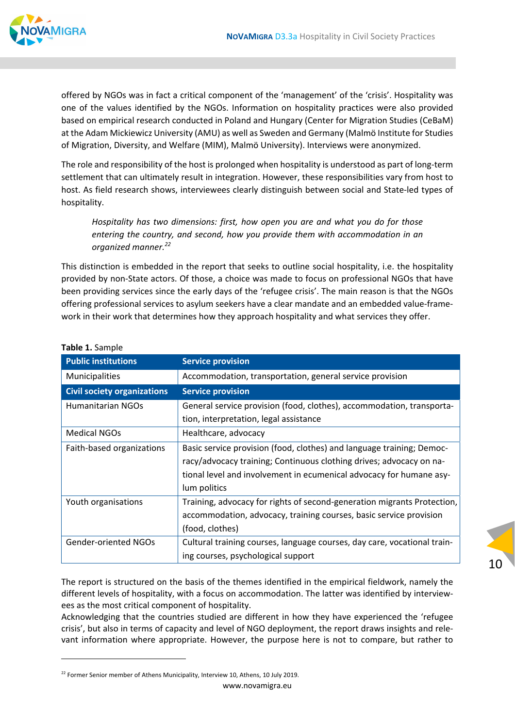offered by NGOs was in fact a critical component of the 'management' of the 'crisis'. Hospitality was one of the values identified by the NGOs. Information on hospitality practices were also provided based on empirical research conducted in Poland and Hungary (Center for Migration Studies (CeBaM) at the Adam Mickiewicz University (AMU) as well as Sweden and Germany (Malmö Institute for Studies of Migration, Diversity, and Welfare (MIM), Malmö University). Interviews were anonymized.

The role and responsibility of the host is prolonged when hospitality is understood as part of long-term settlement that can ultimately result in integration. However, these responsibilities vary from host to host. As field research shows, interviewees clearly distinguish between social and State-led types of hospitality.

> *Hospitality has two dimensions: first, how open you are and what you do for those entering the country, and second, how you provide them with accommodation in an organized manner.*[22]

This distinction is embedded in the report that seeks to outline social hospitality, i.e. the hospitality provided by non-State actors. Of those, a choice was made to focus on professional NGOs that have been providing services since the early days of the 'refugee crisis'. The main reason is that the NGOs offering professional services to asylum seekers have a clear mandate and an embedded value-framework in their work that determines how they approach hospitality and what services they offer.

**Table 1.** Sample

| Public institutions | Service provision |
|---|---|
| Municipalities | Accommodation, transportation, general service provision |
| **Civil society organizations** | **Service provision** |
| Humanitarian NGOs | General service provision (food, clothes), accommodation, transportation, interpretation, legal assistance |
| Medical NGOs | Healthcare, advocacy |
| Faith-based organizations | Basic service provision (food, clothes) and language training; Democracy/advocacy training; Continuous clothing drives; advocacy on national level and involvement in ecumenical advocacy for humane asylum politics |
| Youth organisations | Training, advocacy for rights of second-generation migrants Protection, accommodation, advocacy, training courses, basic service provision (food, clothes) |
| Gender-oriented NGOs | Cultural training courses, language courses, day care, vocational training courses, psychological support |

The report is structured on the basis of the themes identified in the empirical fieldwork, namely the different levels of hospitality, with a focus on accommodation. The latter was identified by interviewees as the most critical component of hospitality.

Acknowledging that the countries studied are different in how they have experienced the 'refugee crisis', but also in terms of capacity and level of NGO deployment, the report draws insights and relevant information where appropriate. However, the purpose here is not to compare, but rather to

[22] Former Senior member of Athens Municipality, Interview 10, Athens, 10 July 2019.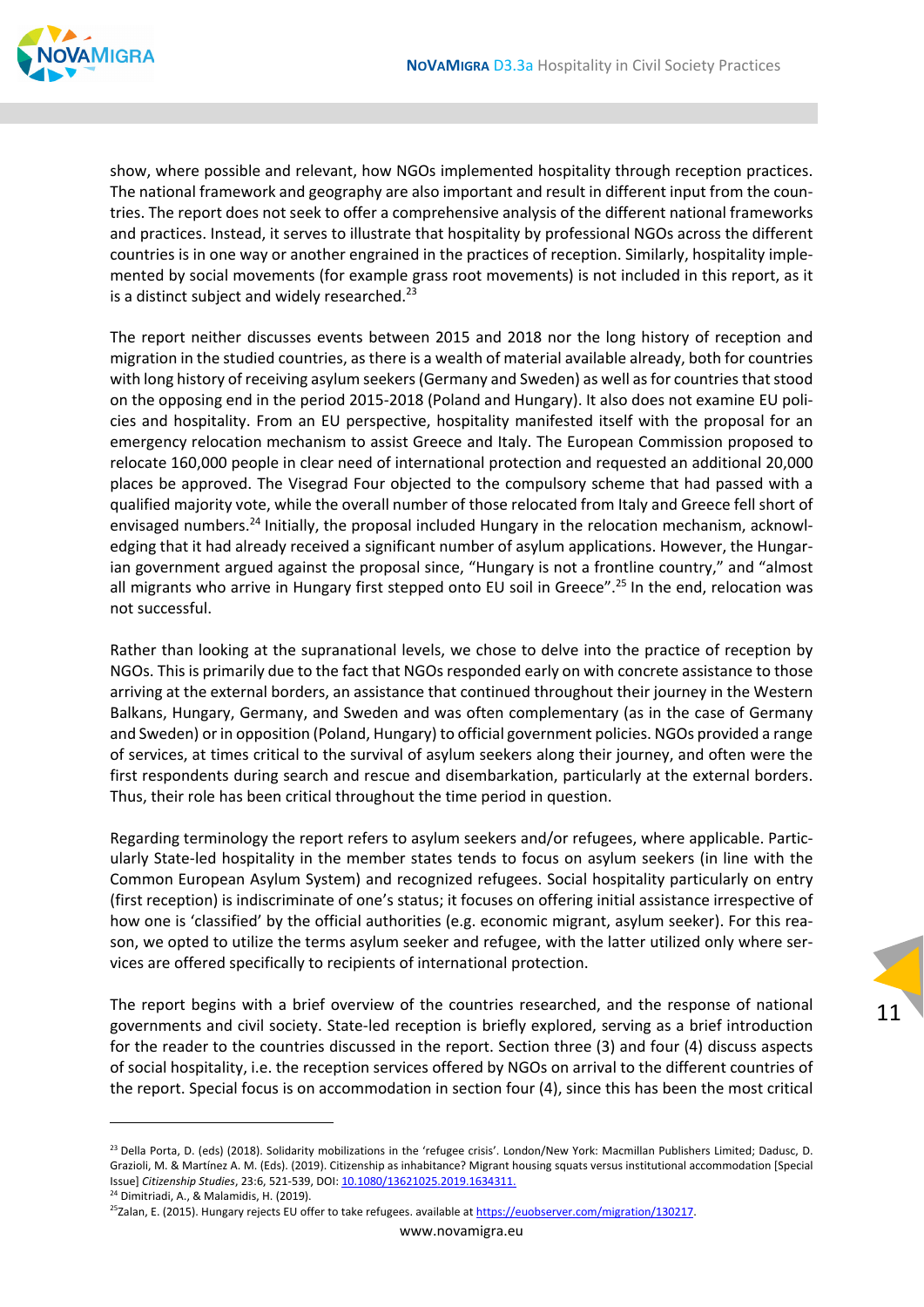show, where possible and relevant, how NGOs implemented hospitality through reception practices. The national framework and geography are also important and result in different input from the countries. The report does not seek to offer a comprehensive analysis of the different national frameworks and practices. Instead, it serves to illustrate that hospitality by professional NGOs across the different countries is in one way or another engrained in the practices of reception. Similarly, hospitality implemented by social movements (for example grass root movements) is not included in this report, as it is a distinct subject and widely researched.[23]

The report neither discusses events between 2015 and 2018 nor the long history of reception and migration in the studied countries, as there is a wealth of material available already, both for countries with long history of receiving asylum seekers (Germany and Sweden) as well as for countries that stood on the opposing end in the period 2015-2018 (Poland and Hungary). It also does not examine EU policies and hospitality. From an EU perspective, hospitality manifested itself with the proposal for an emergency relocation mechanism to assist Greece and Italy. The European Commission proposed to relocate 160,000 people in clear need of international protection and requested an additional 20,000 places be approved. The Visegrad Four objected to the compulsory scheme that had passed with a qualified majority vote, while the overall number of those relocated from Italy and Greece fell short of envisaged numbers.[24] Initially, the proposal included Hungary in the relocation mechanism, acknowledging that it had already received a significant number of asylum applications. However, the Hungarian government argued against the proposal since, "Hungary is not a frontline country," and "almost all migrants who arrive in Hungary first stepped onto EU soil in Greece".[25] In the end, relocation was not successful.

Rather than looking at the supranational levels, we chose to delve into the practice of reception by NGOs. This is primarily due to the fact that NGOs responded early on with concrete assistance to those arriving at the external borders, an assistance that continued throughout their journey in the Western Balkans, Hungary, Germany, and Sweden and was often complementary (as in the case of Germany and Sweden) or in opposition (Poland, Hungary) to official government policies. NGOs provided a range of services, at times critical to the survival of asylum seekers along their journey, and often were the first respondents during search and rescue and disembarkation, particularly at the external borders. Thus, their role has been critical throughout the time period in question.

Regarding terminology the report refers to asylum seekers and/or refugees, where applicable. Particularly State-led hospitality in the member states tends to focus on asylum seekers (in line with the Common European Asylum System) and recognized refugees. Social hospitality particularly on entry (first reception) is indiscriminate of one's status; it focuses on offering initial assistance irrespective of how one is 'classified' by the official authorities (e.g. economic migrant, asylum seeker). For this reason, we opted to utilize the terms asylum seeker and refugee, with the latter utilized only where services are offered specifically to recipients of international protection.

The report begins with a brief overview of the countries researched, and the response of national governments and civil society. State-led reception is briefly explored, serving as a brief introduction for the reader to the countries discussed in the report. Section three (3) and four (4) discuss aspects of social hospitality, i.e. the reception services offered by NGOs on arrival to the different countries of the report. Special focus is on accommodation in section four (4), since this has been the most critical

---

[23] Della Porta, D. (eds) (2018). Solidarity mobilizations in the 'refugee crisis'. London/New York: Macmillan Publishers Limited; Dadusc, D. Grazioli, M. & Martínez A. M. (Eds). (2019). Citizenship as inhabitance? Migrant housing squats versus institutional accommodation [Special Issue] *Citizenship Studies*, 23:6, 521-539, DOI: 10.1080/13621025.2019.1634311.

[24] Dimitriadi, A., & Malamidis, H. (2019).

[25] Zalan, E. (2015). Hungary rejects EU offer to take refugees. available at https://euobserver.com/migration/130217.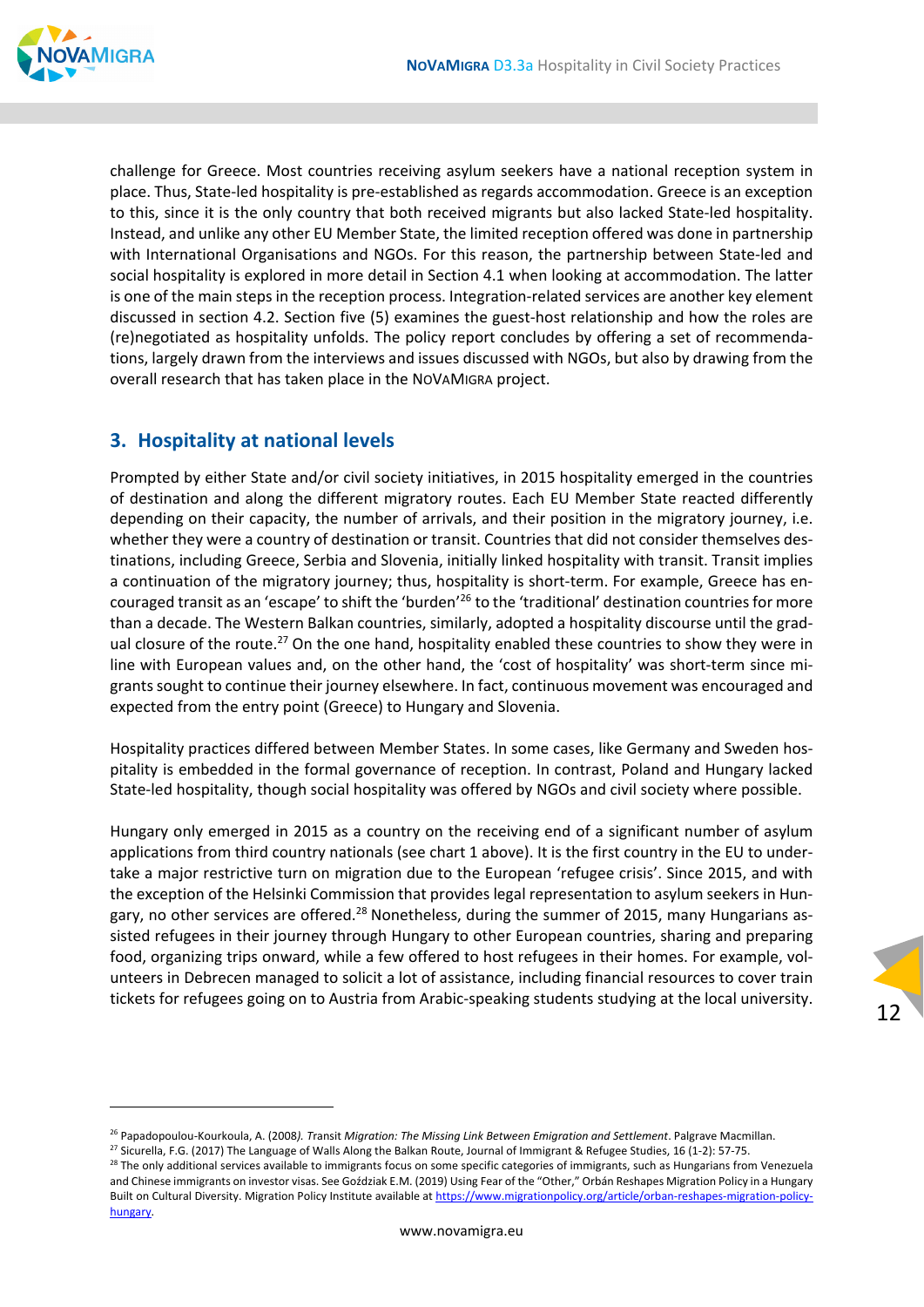challenge for Greece. Most countries receiving asylum seekers have a national reception system in place. Thus, State-led hospitality is pre-established as regards accommodation. Greece is an exception to this, since it is the only country that both received migrants but also lacked State-led hospitality. Instead, and unlike any other EU Member State, the limited reception offered was done in partnership with International Organisations and NGOs. For this reason, the partnership between State-led and social hospitality is explored in more detail in Section 4.1 when looking at accommodation. The latter is one of the main steps in the reception process. Integration-related services are another key element discussed in section 4.2. Section five (5) examines the guest-host relationship and how the roles are (re)negotiated as hospitality unfolds. The policy report concludes by offering a set of recommendations, largely drawn from the interviews and issues discussed with NGOs, but also by drawing from the overall research that has taken place in the NOVAMIGRA project.

## 3. Hospitality at national levels

Prompted by either State and/or civil society initiatives, in 2015 hospitality emerged in the countries of destination and along the different migratory routes. Each EU Member State reacted differently depending on their capacity, the number of arrivals, and their position in the migratory journey, i.e. whether they were a country of destination or transit. Countries that did not consider themselves destinations, including Greece, Serbia and Slovenia, initially linked hospitality with transit. Transit implies a continuation of the migratory journey; thus, hospitality is short-term. For example, Greece has encouraged transit as an 'escape' to shift the 'burden'[26] to the 'traditional' destination countries for more than a decade. The Western Balkan countries, similarly, adopted a hospitality discourse until the gradual closure of the route.[27] On the one hand, hospitality enabled these countries to show they were in line with European values and, on the other hand, the 'cost of hospitality' was short-term since migrants sought to continue their journey elsewhere. In fact, continuous movement was encouraged and expected from the entry point (Greece) to Hungary and Slovenia.

Hospitality practices differed between Member States. In some cases, like Germany and Sweden hospitality is embedded in the formal governance of reception. In contrast, Poland and Hungary lacked State-led hospitality, though social hospitality was offered by NGOs and civil society where possible.

Hungary only emerged in 2015 as a country on the receiving end of a significant number of asylum applications from third country nationals (see chart 1 above). It is the first country in the EU to undertake a major restrictive turn on migration due to the European 'refugee crisis'. Since 2015, and with the exception of the Helsinki Commission that provides legal representation to asylum seekers in Hungary, no other services are offered.[28] Nonetheless, during the summer of 2015, many Hungarians assisted refugees in their journey through Hungary to other European countries, sharing and preparing food, organizing trips onward, while a few offered to host refugees in their homes. For example, volunteers in Debrecen managed to solicit a lot of assistance, including financial resources to cover train tickets for refugees going on to Austria from Arabic-speaking students studying at the local university.

---

[26] Papadopoulou-Kourkoula, A. (2008). *Transit Migration: The Missing Link Between Emigration and Settlement*. Palgrave Macmillan.

[27] Sicurella, F.G. (2017) The Language of Walls Along the Balkan Route, Journal of Immigrant & Refugee Studies, 16 (1-2): 57-75.

[28] The only additional services available to immigrants focus on some specific categories of immigrants, such as Hungarians from Venezuela and Chinese immigrants on investor visas. See Goździak E.M. (2019) Using Fear of the "Other," Orbán Reshapes Migration Policy in a Hungary Built on Cultural Diversity. Migration Policy Institute available at https://www.migrationpolicy.org/article/orban-reshapes-migration-policy-hungary.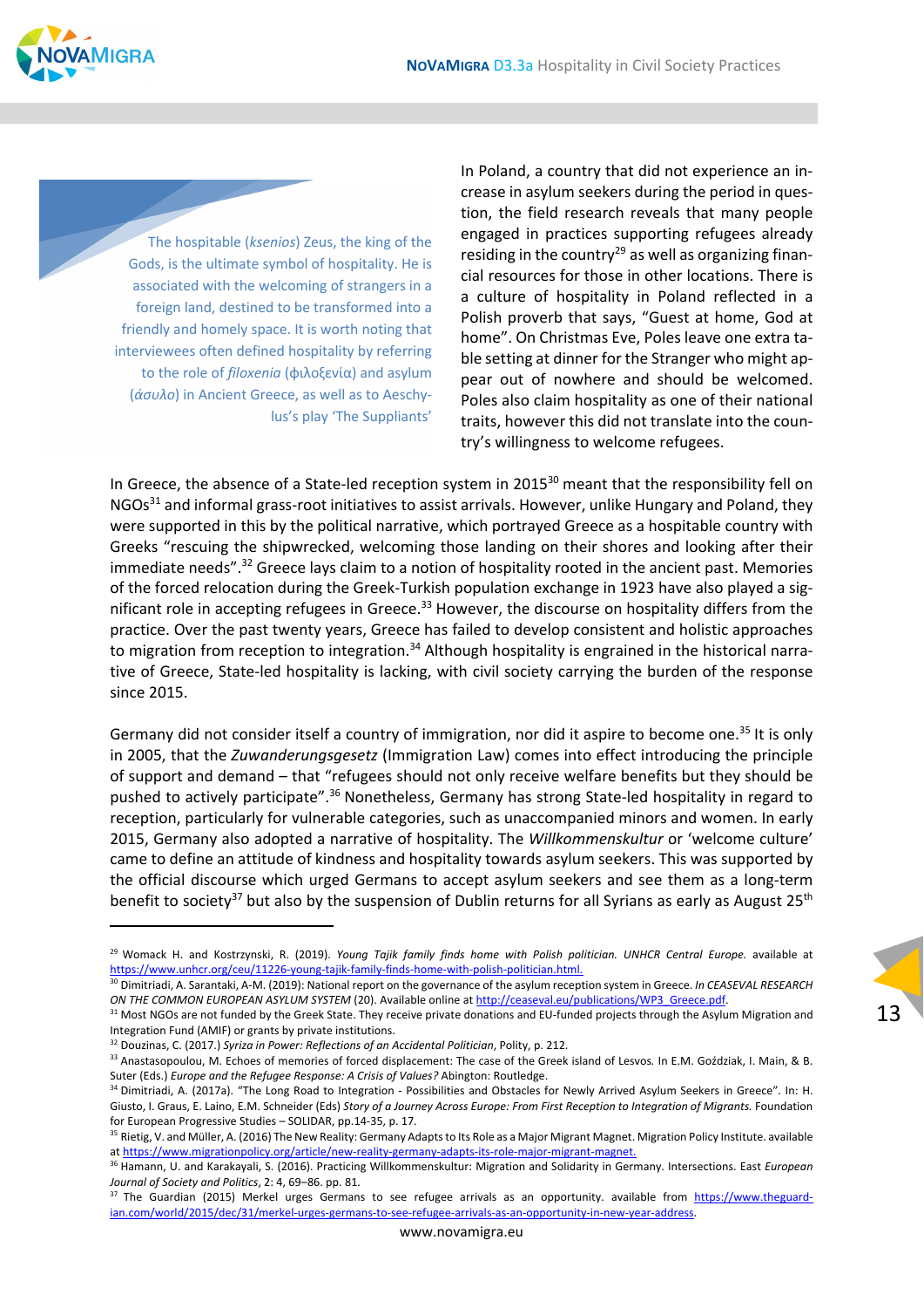> The hospitable (*ksenios*) Zeus, the king of the Gods, is the ultimate symbol of hospitality. He is associated with the welcoming of strangers in a foreign land, destined to be transformed into a friendly and homely space. It is worth noting that interviewees often defined hospitality by referring to the role of *filoxenia* (φιλοξενία) and asylum (*άσυλο*) in Ancient Greece, as well as to Aeschylus's play 'The Suppliants'

In Poland, a country that did not experience an increase in asylum seekers during the period in question, the field research reveals that many people engaged in practices supporting refugees already residing in the country[29] as well as organizing financial resources for those in other locations. There is a culture of hospitality in Poland reflected in a Polish proverb that says, "Guest at home, God at home". On Christmas Eve, Poles leave one extra table setting at dinner for the Stranger who might appear out of nowhere and should be welcomed. Poles also claim hospitality as one of their national traits, however this did not translate into the country's willingness to welcome refugees.

In Greece, the absence of a State-led reception system in 2015[30] meant that the responsibility fell on NGOs[31] and informal grass-root initiatives to assist arrivals. However, unlike Hungary and Poland, they were supported in this by the political narrative, which portrayed Greece as a hospitable country with Greeks "rescuing the shipwrecked, welcoming those landing on their shores and looking after their immediate needs".[32] Greece lays claim to a notion of hospitality rooted in the ancient past. Memories of the forced relocation during the Greek-Turkish population exchange in 1923 have also played a significant role in accepting refugees in Greece.[33] However, the discourse on hospitality differs from the practice. Over the past twenty years, Greece has failed to develop consistent and holistic approaches to migration from reception to integration.[34] Although hospitality is engrained in the historical narrative of Greece, State-led hospitality is lacking, with civil society carrying the burden of the response since 2015.

Germany did not consider itself a country of immigration, nor did it aspire to become one.[35] It is only in 2005, that the *Zuwanderungsgesetz* (Immigration Law) comes into effect introducing the principle of support and demand – that "refugees should not only receive welfare benefits but they should be pushed to actively participate".[36] Nonetheless, Germany has strong State-led hospitality in regard to reception, particularly for vulnerable categories, such as unaccompanied minors and women. In early 2015, Germany also adopted a narrative of hospitality. The *Willkommenskultur* or 'welcome culture' came to define an attitude of kindness and hospitality towards asylum seekers. This was supported by the official discourse which urged Germans to accept asylum seekers and see them as a long-term benefit to society[37] but also by the suspension of Dublin returns for all Syrians as early as August 25th

---

[29] Womack H. and Kostrzynski, R. (2019). *Young Tajik family finds home with Polish politician. UNHCR Central Europe.* available at https://www.unhcr.org/ceu/11226-young-tajik-family-finds-home-with-polish-politician.html.

[30] Dimitriadi, A. Sarantaki, A-M. (2019): National report on the governance of the asylum reception system in Greece. *In CEASEVAL RESEARCH ON THE COMMON EUROPEAN ASYLUM SYSTEM* (20). Available online at http://ceaseval.eu/publications/WP3_Greece.pdf.

[31] Most NGOs are not funded by the Greek State. They receive private donations and EU-funded projects through the Asylum Migration and Integration Fund (AMIF) or grants by private institutions.

[32] Douzinas, C. (2017.) *Syriza in Power: Reflections of an Accidental Politician*, Polity, p. 212.

[33] Anastasopoulou, M. Echoes of memories of forced displacement: The case of the Greek island of Lesvos. In E.M. Goździak, I. Main, & B. Suter (Eds.) *Europe and the Refugee Response: A Crisis of Values?* Abington: Routledge.

[34] Dimitriadi, A. (2017a). "The Long Road to Integration - Possibilities and Obstacles for Newly Arrived Asylum Seekers in Greece". In: H. Giusto, I. Graus, E. Laino, E.M. Schneider (Eds) *Story of a Journey Across Europe: From First Reception to Integration of Migrants.* Foundation for European Progressive Studies – SOLIDAR, pp.14-35, p. 17.

[35] Rietig, V. and Müller, A. (2016) The New Reality: Germany Adapts to Its Role as a Major Migrant Magnet. Migration Policy Institute. available at https://www.migrationpolicy.org/article/new-reality-germany-adapts-its-role-major-migrant-magnet.

[36] Hamann, U. and Karakayali, S. (2016). Practicing Willkommenskultur: Migration and Solidarity in Germany. Intersections. East *European Journal of Society and Politics*, 2: 4, 69–86. pp. 81.

[37] The Guardian (2015) Merkel urges Germans to see refugee arrivals as an opportunity. available from https://www.theguardian.com/world/2015/dec/31/merkel-urges-germans-to-see-refugee-arrivals-as-an-opportunity-in-new-year-address.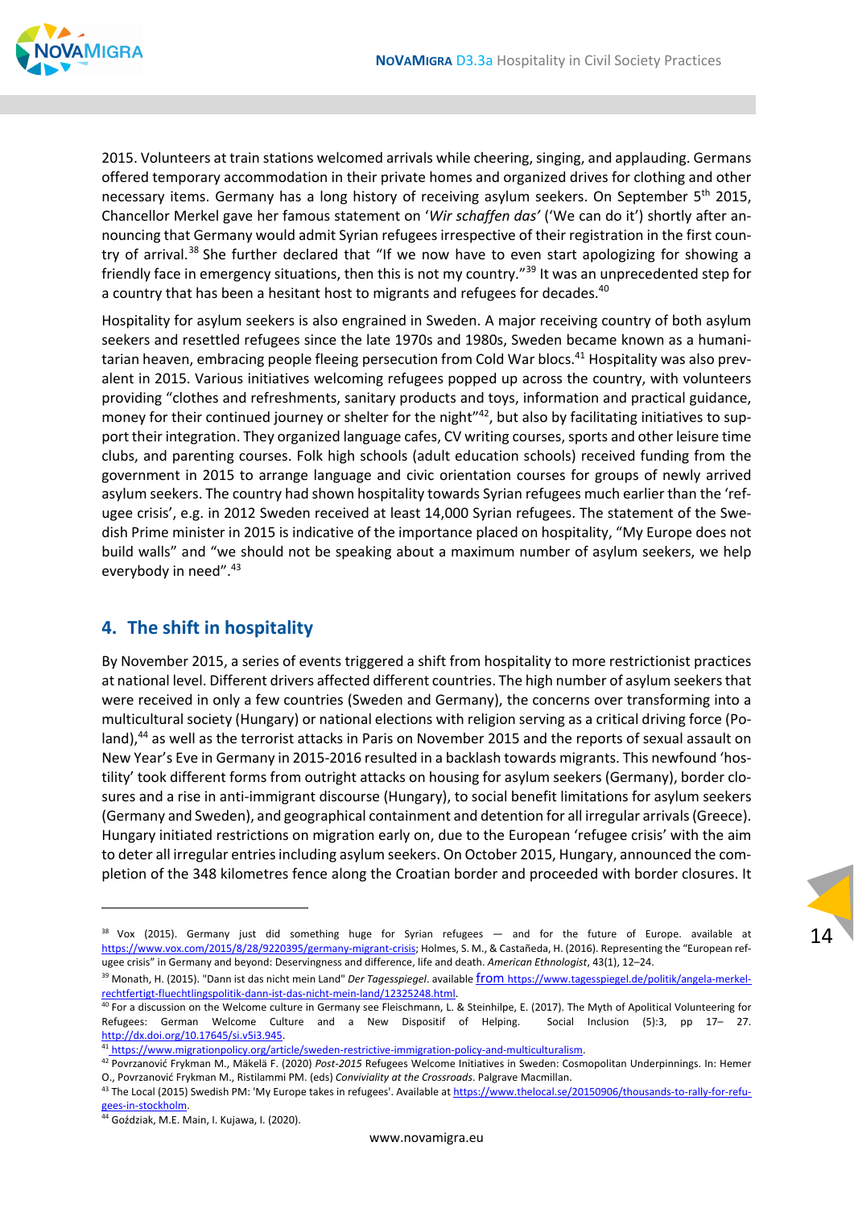2015. Volunteers at train stations welcomed arrivals while cheering, singing, and applauding. Germans offered temporary accommodation in their private homes and organized drives for clothing and other necessary items. Germany has a long history of receiving asylum seekers. On September 5th 2015, Chancellor Merkel gave her famous statement on '*Wir schaffen das*' ('We can do it') shortly after announcing that Germany would admit Syrian refugees irrespective of their registration in the first country of arrival.[38] She further declared that "If we now have to even start apologizing for showing a friendly face in emergency situations, then this is not my country."[39] It was an unprecedented step for a country that has been a hesitant host to migrants and refugees for decades.[40]

Hospitality for asylum seekers is also engrained in Sweden. A major receiving country of both asylum seekers and resettled refugees since the late 1970s and 1980s, Sweden became known as a humanitarian heaven, embracing people fleeing persecution from Cold War blocs.[41] Hospitality was also prevalent in 2015. Various initiatives welcoming refugees popped up across the country, with volunteers providing "clothes and refreshments, sanitary products and toys, information and practical guidance, money for their continued journey or shelter for the night"[42], but also by facilitating initiatives to support their integration. They organized language cafes, CV writing courses, sports and other leisure time clubs, and parenting courses. Folk high schools (adult education schools) received funding from the government in 2015 to arrange language and civic orientation courses for groups of newly arrived asylum seekers. The country had shown hospitality towards Syrian refugees much earlier than the 'refugee crisis', e.g. in 2012 Sweden received at least 14,000 Syrian refugees. The statement of the Swedish Prime minister in 2015 is indicative of the importance placed on hospitality, "My Europe does not build walls" and "we should not be speaking about a maximum number of asylum seekers, we help everybody in need".[43]

## 4. The shift in hospitality

By November 2015, a series of events triggered a shift from hospitality to more restrictionist practices at national level. Different drivers affected different countries. The high number of asylum seekers that were received in only a few countries (Sweden and Germany), the concerns over transforming into a multicultural society (Hungary) or national elections with religion serving as a critical driving force (Poland),[44] as well as the terrorist attacks in Paris on November 2015 and the reports of sexual assault on New Year's Eve in Germany in 2015-2016 resulted in a backlash towards migrants. This newfound 'hostility' took different forms from outright attacks on housing for asylum seekers (Germany), border closures and a rise in anti-immigrant discourse (Hungary), to social benefit limitations for asylum seekers (Germany and Sweden), and geographical containment and detention for all irregular arrivals (Greece). Hungary initiated restrictions on migration early on, due to the European 'refugee crisis' with the aim to deter all irregular entries including asylum seekers. On October 2015, Hungary, announced the completion of the 348 kilometres fence along the Croatian border and proceeded with border closures. It

---

[38] Vox (2015). Germany just did something huge for Syrian refugees — and for the future of Europe. available at https://www.vox.com/2015/8/28/9220395/germany-migrant-crisis; Holmes, S. M., & Castañeda, H. (2016). Representing the "European refugee crisis" in Germany and beyond: Deservingness and difference, life and death. *American Ethnologist*, 43(1), 12–24.

[39] Monath, H. (2015). "Dann ist das nicht mein Land" *Der Tagesspiegel*. available from https://www.tagesspiegel.de/politik/angela-merkel-rechtfertigt-fluechtlingspolitik-dann-ist-das-nicht-mein-land/12325248.html.

[40] For a discussion on the Welcome culture in Germany see Fleischmann, L. & Steinhilpe, E. (2017). The Myth of Apolitical Volunteering for Refugees: German Welcome Culture and a New Dispositif of Helping. Social Inclusion (5):3, pp 17– 27. http://dx.doi.org/10.17645/si.v5i3.945.

[41] https://www.migrationpolicy.org/article/sweden-restrictive-immigration-policy-and-multiculturalism.

[42] Povrzanović Frykman M., Mäkelä F. (2020) *Post-2015* Refugees Welcome Initiatives in Sweden: Cosmopolitan Underpinnings. In: Hemer O., Povrzanović Frykman M., Ristilammi PM. (eds) *Conviviality at the Crossroads*. Palgrave Macmillan.

[43] The Local (2015) Swedish PM: 'My Europe takes in refugees'. Available at https://www.thelocal.se/20150906/thousands-to-rally-for-refugees-in-stockholm.

[44] Goździak, M.E. Main, I. Kujawa, I. (2020).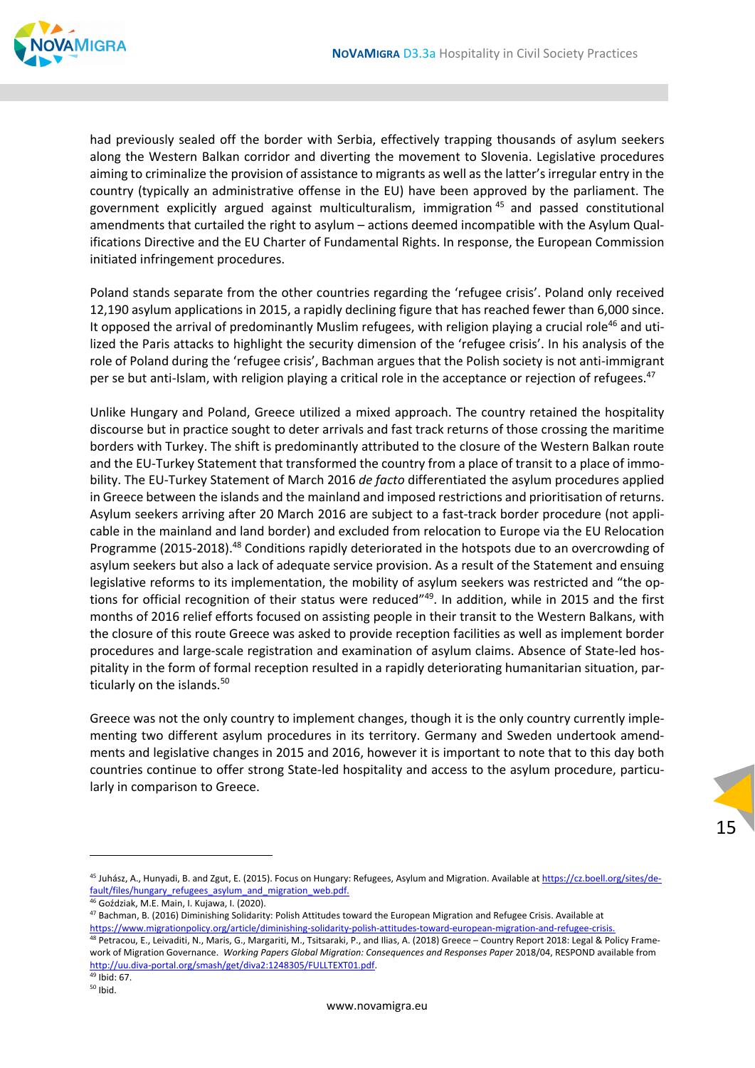had previously sealed off the border with Serbia, effectively trapping thousands of asylum seekers along the Western Balkan corridor and diverting the movement to Slovenia. Legislative procedures aiming to criminalize the provision of assistance to migrants as well as the latter's irregular entry in the country (typically an administrative offense in the EU) have been approved by the parliament. The government explicitly argued against multiculturalism, immigration[45] and passed constitutional amendments that curtailed the right to asylum – actions deemed incompatible with the Asylum Qualifications Directive and the EU Charter of Fundamental Rights. In response, the European Commission initiated infringement procedures.

Poland stands separate from the other countries regarding the 'refugee crisis'. Poland only received 12,190 asylum applications in 2015, a rapidly declining figure that has reached fewer than 6,000 since. It opposed the arrival of predominantly Muslim refugees, with religion playing a crucial role[46] and utilized the Paris attacks to highlight the security dimension of the 'refugee crisis'. In his analysis of the role of Poland during the 'refugee crisis', Bachman argues that the Polish society is not anti-immigrant per se but anti-Islam, with religion playing a critical role in the acceptance or rejection of refugees.[47]

Unlike Hungary and Poland, Greece utilized a mixed approach. The country retained the hospitality discourse but in practice sought to deter arrivals and fast track returns of those crossing the maritime borders with Turkey. The shift is predominantly attributed to the closure of the Western Balkan route and the EU-Turkey Statement that transformed the country from a place of transit to a place of immobility. The EU-Turkey Statement of March 2016 *de facto* differentiated the asylum procedures applied in Greece between the islands and the mainland and imposed restrictions and prioritisation of returns. Asylum seekers arriving after 20 March 2016 are subject to a fast-track border procedure (not applicable in the mainland and land border) and excluded from relocation to Europe via the EU Relocation Programme (2015-2018).[48] Conditions rapidly deteriorated in the hotspots due to an overcrowding of asylum seekers but also a lack of adequate service provision. As a result of the Statement and ensuing legislative reforms to its implementation, the mobility of asylum seekers was restricted and "the options for official recognition of their status were reduced"[49]. In addition, while in 2015 and the first months of 2016 relief efforts focused on assisting people in their transit to the Western Balkans, with the closure of this route Greece was asked to provide reception facilities as well as implement border procedures and large-scale registration and examination of asylum claims. Absence of State-led hospitality in the form of formal reception resulted in a rapidly deteriorating humanitarian situation, particularly on the islands.[50]

Greece was not the only country to implement changes, though it is the only country currently implementing two different asylum procedures in its territory. Germany and Sweden undertook amendments and legislative changes in 2015 and 2016, however it is important to note that to this day both countries continue to offer strong State-led hospitality and access to the asylum procedure, particularly in comparison to Greece.

---

[45] Juhász, A., Hunyadi, B. and Zgut, E. (2015). Focus on Hungary: Refugees, Asylum and Migration. Available at https://cz.boell.org/sites/default/files/hungary_refugees_asylum_and_migration_web.pdf.

[46] Goździak, M.E. Main, I. Kujawa, I. (2020).

[47] Bachman, B. (2016) Diminishing Solidarity: Polish Attitudes toward the European Migration and Refugee Crisis. Available at https://www.migrationpolicy.org/article/diminishing-solidarity-polish-attitudes-toward-european-migration-and-refugee-crisis.

[48] Petracou, E., Leivaditi, N., Maris, G., Margariti, M., Tsitsaraki, P., and Ilias, A. (2018) Greece – Country Report 2018: Legal & Policy Framework of Migration Governance. *Working Papers Global Migration: Consequences and Responses Paper* 2018/04, RESPOND available from http://uu.diva-portal.org/smash/get/diva2:1248305/FULLTEXT01.pdf.

[49] Ibid: 67.

[50] Ibid.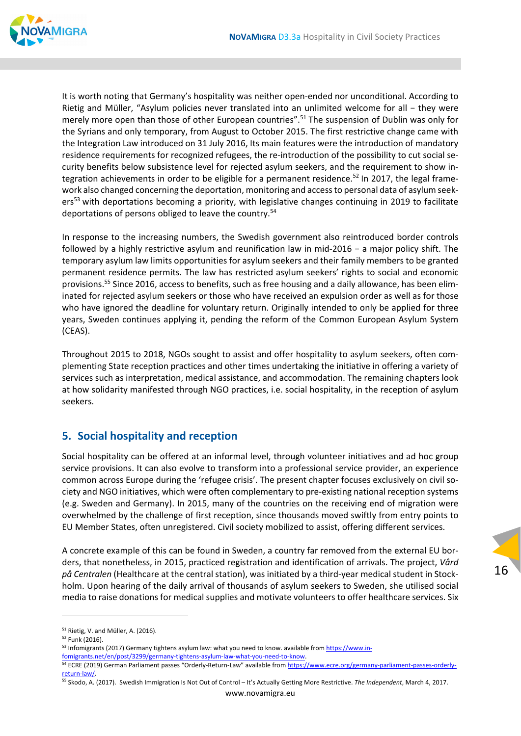It is worth noting that Germany's hospitality was neither open-ended nor unconditional. According to Rietig and Müller, "Asylum policies never translated into an unlimited welcome for all – they were merely more open than those of other European countries".[51] The suspension of Dublin was only for the Syrians and only temporary, from August to October 2015. The first restrictive change came with the Integration Law introduced on 31 July 2016, Its main features were the introduction of mandatory residence requirements for recognized refugees, the re-introduction of the possibility to cut social security benefits below subsistence level for rejected asylum seekers, and the requirement to show integration achievements in order to be eligible for a permanent residence.[52] In 2017, the legal framework also changed concerning the deportation, monitoring and access to personal data of asylum seekers[53] with deportations becoming a priority, with legislative changes continuing in 2019 to facilitate deportations of persons obliged to leave the country.[54]

In response to the increasing numbers, the Swedish government also reintroduced border controls followed by a highly restrictive asylum and reunification law in mid-2016 – a major policy shift. The temporary asylum law limits opportunities for asylum seekers and their family members to be granted permanent residence permits. The law has restricted asylum seekers' rights to social and economic provisions.[55] Since 2016, access to benefits, such as free housing and a daily allowance, has been eliminated for rejected asylum seekers or those who have received an expulsion order as well as for those who have ignored the deadline for voluntary return. Originally intended to only be applied for three years, Sweden continues applying it, pending the reform of the Common European Asylum System (CEAS).

Throughout 2015 to 2018, NGOs sought to assist and offer hospitality to asylum seekers, often complementing State reception practices and other times undertaking the initiative in offering a variety of services such as interpretation, medical assistance, and accommodation. The remaining chapters look at how solidarity manifested through NGO practices, i.e. social hospitality, in the reception of asylum seekers.

## 5. Social hospitality and reception

Social hospitality can be offered at an informal level, through volunteer initiatives and ad hoc group service provisions. It can also evolve to transform into a professional service provider, an experience common across Europe during the 'refugee crisis'. The present chapter focuses exclusively on civil society and NGO initiatives, which were often complementary to pre-existing national reception systems (e.g. Sweden and Germany). In 2015, many of the countries on the receiving end of migration were overwhelmed by the challenge of first reception, since thousands moved swiftly from entry points to EU Member States, often unregistered. Civil society mobilized to assist, offering different services.

A concrete example of this can be found in Sweden, a country far removed from the external EU borders, that nonetheless, in 2015, practiced registration and identification of arrivals. The project, *Vård på Centralen* (Healthcare at the central station), was initiated by a third-year medical student in Stockholm. Upon hearing of the daily arrival of thousands of asylum seekers to Sweden, she utilised social media to raise donations for medical supplies and motivate volunteers to offer healthcare services. Six

---

[51] Rietig, V. and Müller, A. (2016).

[52] Funk (2016).

[53] Infomigrants (2017) Germany tightens asylum law: what you need to know. available from https://www.infomigrants.net/en/post/3299/germany-tightens-asylum-law-what-you-need-to-know.

[54] ECRE (2019) German Parliament passes "Orderly-Return-Law" available from https://www.ecre.org/germany-parliament-passes-orderly-return-law/.

[55] Skodo, A. (2017). Swedish Immigration Is Not Out of Control – It's Actually Getting More Restrictive. *The Independent*, March 4, 2017.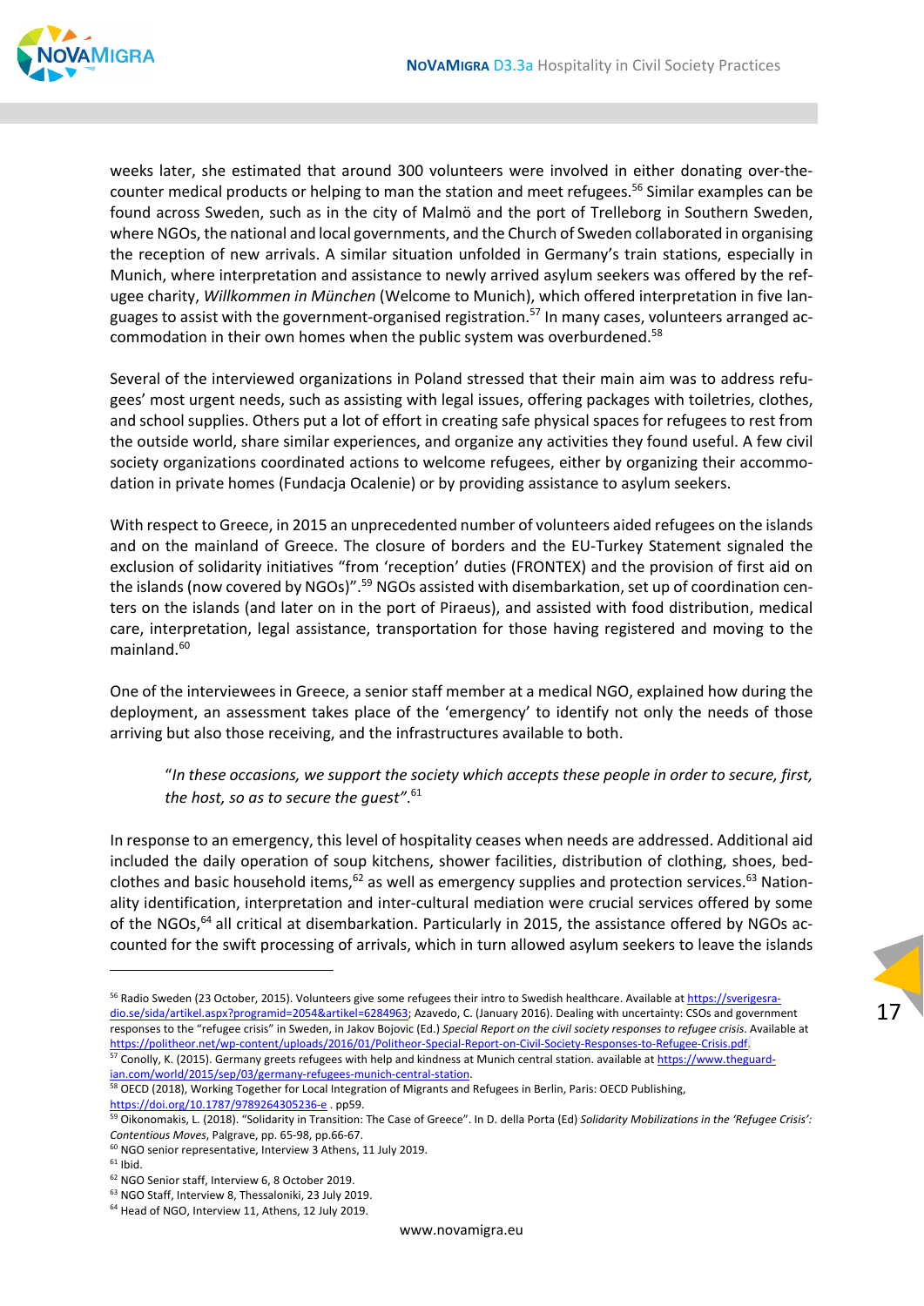weeks later, she estimated that around 300 volunteers were involved in either donating over-the-counter medical products or helping to man the station and meet refugees.[56] Similar examples can be found across Sweden, such as in the city of Malmö and the port of Trelleborg in Southern Sweden, where NGOs, the national and local governments, and the Church of Sweden collaborated in organising the reception of new arrivals. A similar situation unfolded in Germany's train stations, especially in Munich, where interpretation and assistance to newly arrived asylum seekers was offered by the refugee charity, *Willkommen in München* (Welcome to Munich), which offered interpretation in five languages to assist with the government-organised registration.[57] In many cases, volunteers arranged accommodation in their own homes when the public system was overburdened.[58]

Several of the interviewed organizations in Poland stressed that their main aim was to address refugees' most urgent needs, such as assisting with legal issues, offering packages with toiletries, clothes, and school supplies. Others put a lot of effort in creating safe physical spaces for refugees to rest from the outside world, share similar experiences, and organize any activities they found useful. A few civil society organizations coordinated actions to welcome refugees, either by organizing their accommodation in private homes (Fundacja Ocalenie) or by providing assistance to asylum seekers.

With respect to Greece, in 2015 an unprecedented number of volunteers aided refugees on the islands and on the mainland of Greece. The closure of borders and the EU-Turkey Statement signaled the exclusion of solidarity initiatives "from 'reception' duties (FRONTEX) and the provision of first aid on the islands (now covered by NGOs)".[59] NGOs assisted with disembarkation, set up of coordination centers on the islands (and later on in the port of Piraeus), and assisted with food distribution, medical care, interpretation, legal assistance, transportation for those having registered and moving to the mainland.[60]

One of the interviewees in Greece, a senior staff member at a medical NGO, explained how during the deployment, an assessment takes place of the 'emergency' to identify not only the needs of those arriving but also those receiving, and the infrastructures available to both.

> "*In these occasions, we support the society which accepts these people in order to secure, first, the host, so as to secure the guest*".[61]

In response to an emergency, this level of hospitality ceases when needs are addressed. Additional aid included the daily operation of soup kitchens, shower facilities, distribution of clothing, shoes, bedclothes and basic household items,[62] as well as emergency supplies and protection services.[63] Nationality identification, interpretation and inter-cultural mediation were crucial services offered by some of the NGOs,[64] all critical at disembarkation. Particularly in 2015, the assistance offered by NGOs accounted for the swift processing of arrivals, which in turn allowed asylum seekers to leave the islands

---

[56] Radio Sweden (23 October, 2015). Volunteers give some refugees their intro to Swedish healthcare. Available at https://sverigesradio.se/sida/artikel.aspx?programid=2054&artikel=6284963; Azavedo, C. (January 2016). Dealing with uncertainty: CSOs and government responses to the "refugee crisis" in Sweden, in Jakov Bojovic (Ed.) *Special Report on the civil society responses to refugee crisis*. Available at https://politheor.net/wp-content/uploads/2016/01/Politheor-Special-Report-on-Civil-Society-Responses-to-Refugee-Crisis.pdf.

[57] Conolly, K. (2015). Germany greets refugees with help and kindness at Munich central station. available at https://www.theguardian.com/world/2015/sep/03/germany-refugees-munich-central-station.

[58] OECD (2018), Working Together for Local Integration of Migrants and Refugees in Berlin, Paris: OECD Publishing, https://doi.org/10.1787/9789264305236-e . pp59.

[59] Oikonomakis, L. (2018). "Solidarity in Transition: The Case of Greece". In D. della Porta (Ed) *Solidarity Mobilizations in the 'Refugee Crisis': Contentious Moves*, Palgrave, pp. 65-98, pp.66-67.

[60] NGO senior representative, Interview 3 Athens, 11 July 2019.

[61] Ibid.

[62] NGO Senior staff, Interview 6, 8 October 2019.

[63] NGO Staff, Interview 8, Thessaloniki, 23 July 2019.

[64] Head of NGO, Interview 11, Athens, 12 July 2019.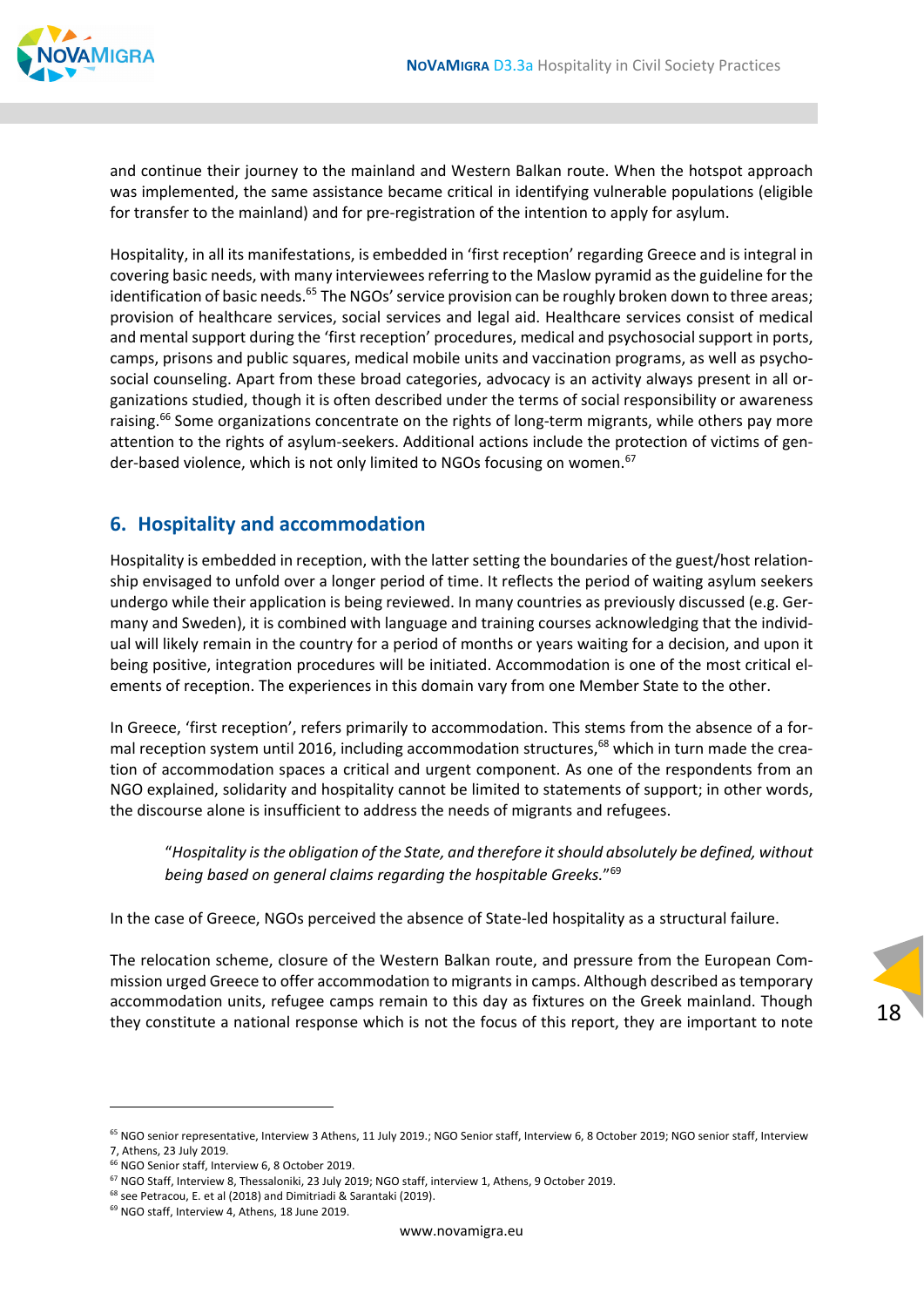and continue their journey to the mainland and Western Balkan route. When the hotspot approach was implemented, the same assistance became critical in identifying vulnerable populations (eligible for transfer to the mainland) and for pre-registration of the intention to apply for asylum.

Hospitality, in all its manifestations, is embedded in 'first reception' regarding Greece and is integral in covering basic needs, with many interviewees referring to the Maslow pyramid as the guideline for the identification of basic needs.[65] The NGOs' service provision can be roughly broken down to three areas; provision of healthcare services, social services and legal aid. Healthcare services consist of medical and mental support during the 'first reception' procedures, medical and psychosocial support in ports, camps, prisons and public squares, medical mobile units and vaccination programs, as well as psycho-social counseling. Apart from these broad categories, advocacy is an activity always present in all organizations studied, though it is often described under the terms of social responsibility or awareness raising.[66] Some organizations concentrate on the rights of long-term migrants, while others pay more attention to the rights of asylum-seekers. Additional actions include the protection of victims of gender-based violence, which is not only limited to NGOs focusing on women.[67]

## 6. Hospitality and accommodation

Hospitality is embedded in reception, with the latter setting the boundaries of the guest/host relationship envisaged to unfold over a longer period of time. It reflects the period of waiting asylum seekers undergo while their application is being reviewed. In many countries as previously discussed (e.g. Germany and Sweden), it is combined with language and training courses acknowledging that the individual will likely remain in the country for a period of months or years waiting for a decision, and upon it being positive, integration procedures will be initiated. Accommodation is one of the most critical elements of reception. The experiences in this domain vary from one Member State to the other.

In Greece, 'first reception', refers primarily to accommodation. This stems from the absence of a formal reception system until 2016, including accommodation structures,[68] which in turn made the creation of accommodation spaces a critical and urgent component. As one of the respondents from an NGO explained, solidarity and hospitality cannot be limited to statements of support; in other words, the discourse alone is insufficient to address the needs of migrants and refugees.

> "*Hospitality is the obligation of the State, and therefore it should absolutely be defined, without being based on general claims regarding the hospitable Greeks.*"[69]

In the case of Greece, NGOs perceived the absence of State-led hospitality as a structural failure.

The relocation scheme, closure of the Western Balkan route, and pressure from the European Commission urged Greece to offer accommodation to migrants in camps. Although described as temporary accommodation units, refugee camps remain to this day as fixtures on the Greek mainland. Though they constitute a national response which is not the focus of this report, they are important to note

---

[65] NGO senior representative, Interview 3 Athens, 11 July 2019.; NGO Senior staff, Interview 6, 8 October 2019; NGO senior staff, Interview 7, Athens, 23 July 2019.

[66] NGO Senior staff, Interview 6, 8 October 2019.

[67] NGO Staff, Interview 8, Thessaloniki, 23 July 2019; NGO staff, interview 1, Athens, 9 October 2019.

[68] see Petracou, E. et al (2018) and Dimitriadi & Sarantaki (2019).

[69] NGO staff, Interview 4, Athens, 18 June 2019.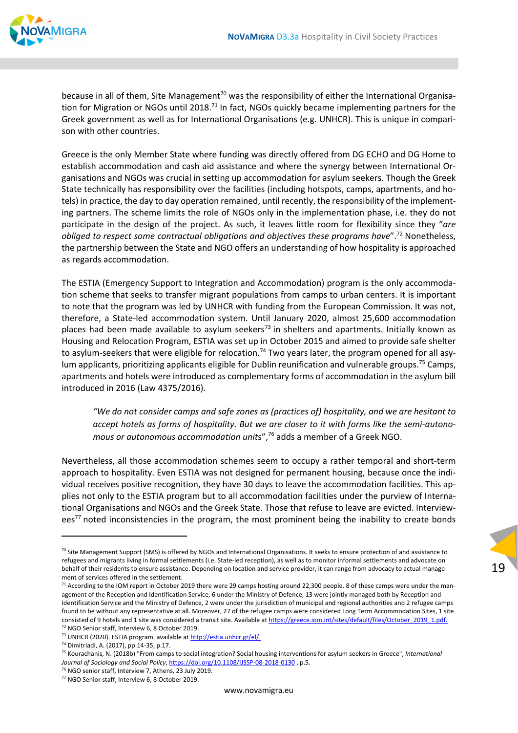because in all of them, Site Management[70] was the responsibility of either the International Organisation for Migration or NGOs until 2018.[71] In fact, NGOs quickly became implementing partners for the Greek government as well as for International Organisations (e.g. UNHCR). This is unique in comparison with other countries.

Greece is the only Member State where funding was directly offered from DG ECHO and DG Home to establish accommodation and cash aid assistance and where the synergy between International Organisations and NGOs was crucial in setting up accommodation for asylum seekers. Though the Greek State technically has responsibility over the facilities (including hotspots, camps, apartments, and hotels) in practice, the day to day operation remained, until recently, the responsibility of the implementing partners. The scheme limits the role of NGOs only in the implementation phase, i.e. they do not participate in the design of the project. As such, it leaves little room for flexibility since they "*are obliged to respect some contractual obligations and objectives these programs have*".[72] Nonetheless, the partnership between the State and NGO offers an understanding of how hospitality is approached as regards accommodation.

The ESTIA (Emergency Support to Integration and Accommodation) program is the only accommodation scheme that seeks to transfer migrant populations from camps to urban centers. It is important to note that the program was led by UNHCR with funding from the European Commission. It was not, therefore, a State-led accommodation system. Until January 2020, almost 25,600 accommodation places had been made available to asylum seekers[73] in shelters and apartments. Initially known as Housing and Relocation Program, ESTIA was set up in October 2015 and aimed to provide safe shelter to asylum-seekers that were eligible for relocation.[74] Two years later, the program opened for all asylum applicants, prioritizing applicants eligible for Dublin reunification and vulnerable groups.[75] Camps, apartments and hotels were introduced as complementary forms of accommodation in the asylum bill introduced in 2016 (Law 4375/2016).

> "*We do not consider camps and safe zones as (practices of) hospitality, and we are hesitant to accept hotels as forms of hospitality. But we are closer to it with forms like the semi-autonomous or autonomous accommodation units*",[76] adds a member of a Greek NGO.

Nevertheless, all those accommodation schemes seem to occupy a rather temporal and short-term approach to hospitality. Even ESTIA was not designed for permanent housing, because once the individual receives positive recognition, they have 30 days to leave the accommodation facilities. This applies not only to the ESTIA program but to all accommodation facilities under the purview of International Organisations and NGOs and the Greek State. Those that refuse to leave are evicted. Interviewees[77] noted inconsistencies in the program, the most prominent being the inability to create bonds

---

[70] Site Management Support (SMS) is offered by NGOs and International Organisations. It seeks to ensure protection of and assistance to refugees and migrants living in formal settlements (i.e. State-led reception), as well as to monitor informal settlements and advocate on behalf of their residents to ensure assistance. Depending on location and service provider, it can range from advocacy to actual management of services offered in the settlement.

[71] According to the IOM report in October 2019 there were 29 camps hosting around 22,300 people. 8 of these camps were under the management of the Reception and Identification Service, 6 under the Ministry of Defence, 13 were jointly managed both by Reception and Identification Service and the Ministry of Defence, 2 were under the jurisdiction of municipal and regional authorities and 2 refugee camps found to be without any representative at all. Moreover, 27 of the refugee camps were considered Long Term Accommodation Sites, 1 site consisted of 9 hotels and 1 site was considered a transit site. Available at https://greece.iom.int/sites/default/files/October_2019_1.pdf.

[72] NGO Senior staff, Interview 6, 8 October 2019.

[73] UNHCR (2020). ESTIA program. available at http://estia.unhcr.gr/el/.

[74] Dimitriadi, A. (2017), pp.14-35, p.17.

[75] Kourachanis, N. (2018b) "From camps to social integration? Social housing interventions for asylum seekers in Greece", *International Journal of Sociology and Social Policy*, https://doi.org/10.1108/IJSSP-08-2018-0130 , p.5.

[76] NGO senior staff, Interview 7, Athens, 23 July 2019.

[77] NGO Senior staff, Interview 6, 8 October 2019.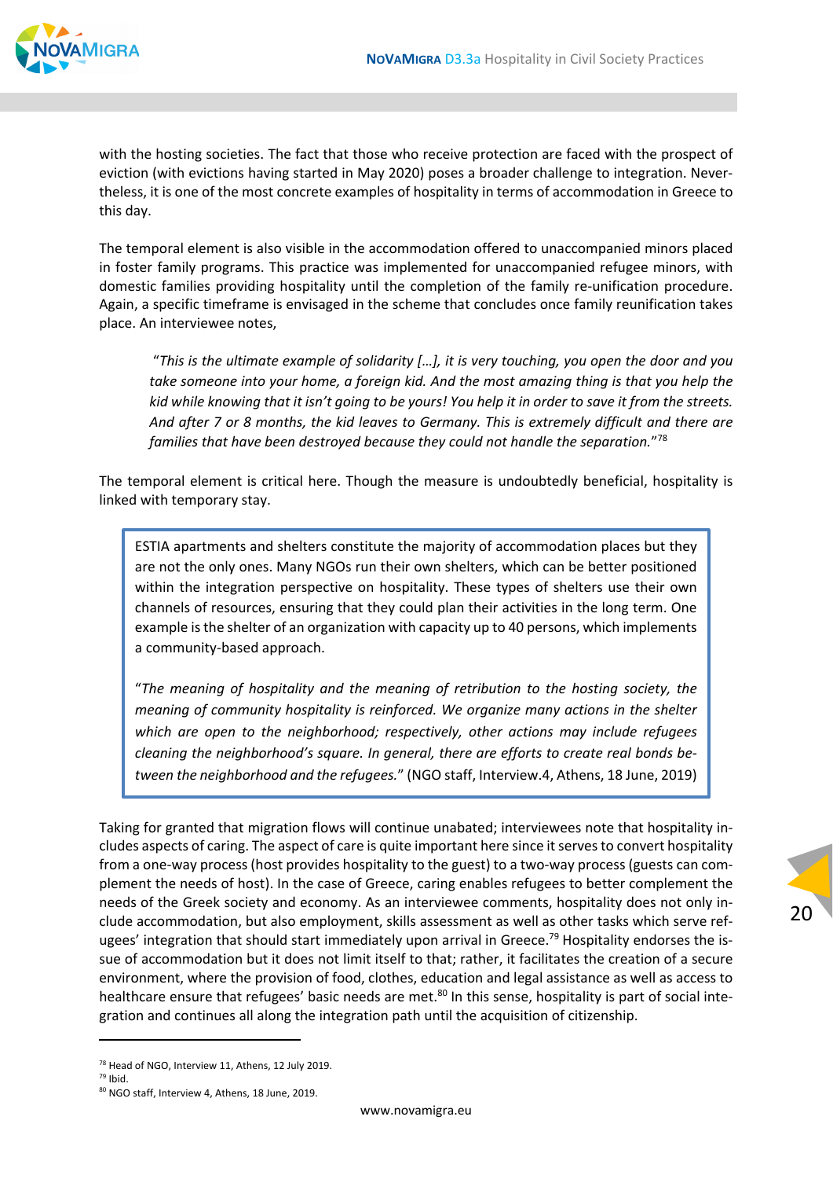with the hosting societies. The fact that those who receive protection are faced with the prospect of eviction (with evictions having started in May 2020) poses a broader challenge to integration. Nevertheless, it is one of the most concrete examples of hospitality in terms of accommodation in Greece to this day.

The temporal element is also visible in the accommodation offered to unaccompanied minors placed in foster family programs. This practice was implemented for unaccompanied refugee minors, with domestic families providing hospitality until the completion of the family re-unification procedure. Again, a specific timeframe is envisaged in the scheme that concludes once family reunification takes place. An interviewee notes,

> *"This is the ultimate example of solidarity […], it is very touching, you open the door and you take someone into your home, a foreign kid. And the most amazing thing is that you help the kid while knowing that it isn't going to be yours! You help it in order to save it from the streets. And after 7 or 8 months, the kid leaves to Germany. This is extremely difficult and there are families that have been destroyed because they could not handle the separation."*[78]

The temporal element is critical here. Though the measure is undoubtedly beneficial, hospitality is linked with temporary stay.

> ESTIA apartments and shelters constitute the majority of accommodation places but they are not the only ones. Many NGOs run their own shelters, which can be better positioned within the integration perspective on hospitality. These types of shelters use their own channels of resources, ensuring that they could plan their activities in the long term. One example is the shelter of an organization with capacity up to 40 persons, which implements a community-based approach.
>
> "*The meaning of hospitality and the meaning of retribution to the hosting society, the meaning of community hospitality is reinforced. We organize many actions in the shelter which are open to the neighborhood; respectively, other actions may include refugees cleaning the neighborhood's square. In general, there are efforts to create real bonds between the neighborhood and the refugees.*" (NGO staff, Interview.4, Athens, 18 June, 2019)

Taking for granted that migration flows will continue unabated; interviewees note that hospitality includes aspects of caring. The aspect of care is quite important here since it serves to convert hospitality from a one-way process (host provides hospitality to the guest) to a two-way process (guests can complement the needs of host). In the case of Greece, caring enables refugees to better complement the needs of the Greek society and economy. As an interviewee comments, hospitality does not only include accommodation, but also employment, skills assessment as well as other tasks which serve refugees' integration that should start immediately upon arrival in Greece.[79] Hospitality endorses the issue of accommodation but it does not limit itself to that; rather, it facilitates the creation of a secure environment, where the provision of food, clothes, education and legal assistance as well as access to healthcare ensure that refugees' basic needs are met.[80] In this sense, hospitality is part of social integration and continues all along the integration path until the acquisition of citizenship.

---

[78] Head of NGO, Interview 11, Athens, 12 July 2019.
[79] Ibid.
[80] NGO staff, Interview 4, Athens, 18 June, 2019.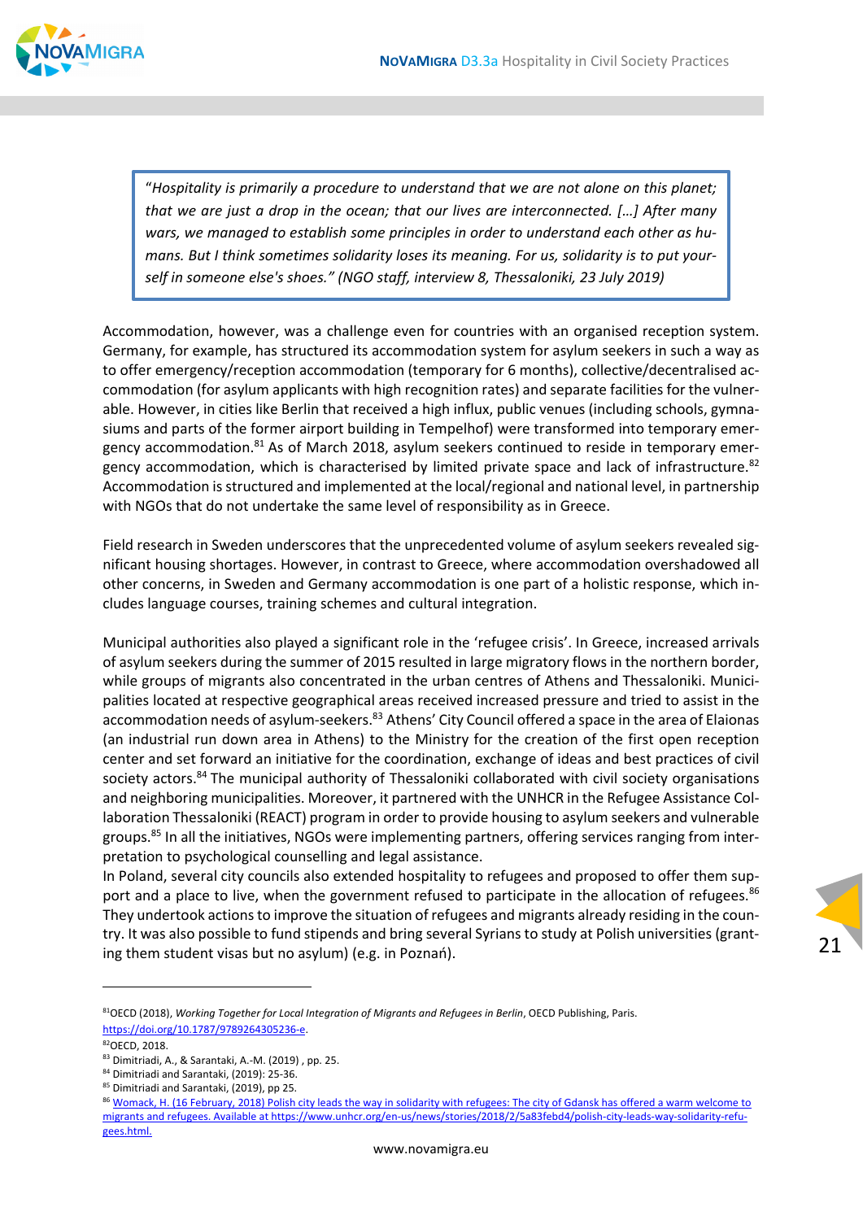> "*Hospitality is primarily a procedure to understand that we are not alone on this planet; that we are just a drop in the ocean; that our lives are interconnected. […] After many wars, we managed to establish some principles in order to understand each other as humans. But I think sometimes solidarity loses its meaning. For us, solidarity is to put yourself in someone else's shoes.*" (NGO staff, interview 8, Thessaloniki, 23 July 2019)

Accommodation, however, was a challenge even for countries with an organised reception system. Germany, for example, has structured its accommodation system for asylum seekers in such a way as to offer emergency/reception accommodation (temporary for 6 months), collective/decentralised accommodation (for asylum applicants with high recognition rates) and separate facilities for the vulnerable. However, in cities like Berlin that received a high influx, public venues (including schools, gymnasiums and parts of the former airport building in Tempelhof) were transformed into temporary emergency accommodation.[81] As of March 2018, asylum seekers continued to reside in temporary emergency accommodation, which is characterised by limited private space and lack of infrastructure.[82] Accommodation is structured and implemented at the local/regional and national level, in partnership with NGOs that do not undertake the same level of responsibility as in Greece.

Field research in Sweden underscores that the unprecedented volume of asylum seekers revealed significant housing shortages. However, in contrast to Greece, where accommodation overshadowed all other concerns, in Sweden and Germany accommodation is one part of a holistic response, which includes language courses, training schemes and cultural integration.

Municipal authorities also played a significant role in the 'refugee crisis'. In Greece, increased arrivals of asylum seekers during the summer of 2015 resulted in large migratory flows in the northern border, while groups of migrants also concentrated in the urban centres of Athens and Thessaloniki. Municipalities located at respective geographical areas received increased pressure and tried to assist in the accommodation needs of asylum-seekers.[83] Athens' City Council offered a space in the area of Elaionas (an industrial run down area in Athens) to the Ministry for the creation of the first open reception center and set forward an initiative for the coordination, exchange of ideas and best practices of civil society actors.[84] The municipal authority of Thessaloniki collaborated with civil society organisations and neighboring municipalities. Moreover, it partnered with the UNHCR in the Refugee Assistance Collaboration Thessaloniki (REACT) program in order to provide housing to asylum seekers and vulnerable groups.[85] In all the initiatives, NGOs were implementing partners, offering services ranging from interpretation to psychological counselling and legal assistance.

In Poland, several city councils also extended hospitality to refugees and proposed to offer them support and a place to live, when the government refused to participate in the allocation of refugees.[86] They undertook actions to improve the situation of refugees and migrants already residing in the country. It was also possible to fund stipends and bring several Syrians to study at Polish universities (granting them student visas but no asylum) (e.g. in Poznań).

---

[81] OECD (2018), *Working Together for Local Integration of Migrants and Refugees in Berlin*, OECD Publishing, Paris. https://doi.org/10.1787/9789264305236-e.

[82] OECD, 2018.

[83] Dimitriadi, A., & Sarantaki, A.-M. (2019) , pp. 25.

[84] Dimitriadi and Sarantaki, (2019): 25-36.

[85] Dimitriadi and Sarantaki, (2019), pp 25.

[86] Womack, H. (16 February, 2018) Polish city leads the way in solidarity with refugees: The city of Gdansk has offered a warm welcome to migrants and refugees. Available at https://www.unhcr.org/en-us/news/stories/2018/2/5a83febd4/polish-city-leads-way-solidarity-refugees.html.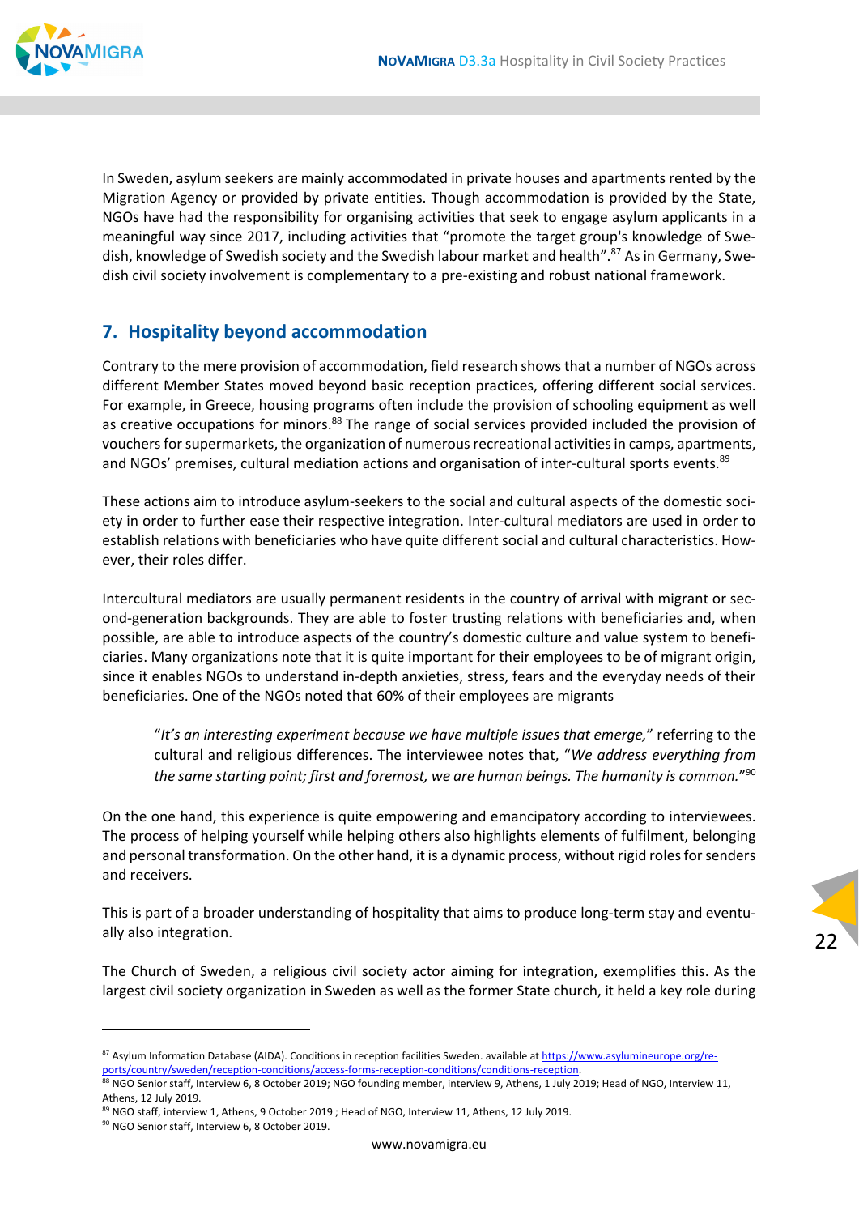In Sweden, asylum seekers are mainly accommodated in private houses and apartments rented by the Migration Agency or provided by private entities. Though accommodation is provided by the State, NGOs have had the responsibility for organising activities that seek to engage asylum applicants in a meaningful way since 2017, including activities that "promote the target group's knowledge of Swedish, knowledge of Swedish society and the Swedish labour market and health".[87] As in Germany, Swedish civil society involvement is complementary to a pre-existing and robust national framework.

## 7. Hospitality beyond accommodation

Contrary to the mere provision of accommodation, field research shows that a number of NGOs across different Member States moved beyond basic reception practices, offering different social services. For example, in Greece, housing programs often include the provision of schooling equipment as well as creative occupations for minors.[88] The range of social services provided included the provision of vouchers for supermarkets, the organization of numerous recreational activities in camps, apartments, and NGOs' premises, cultural mediation actions and organisation of inter-cultural sports events.[89]

These actions aim to introduce asylum-seekers to the social and cultural aspects of the domestic society in order to further ease their respective integration. Inter-cultural mediators are used in order to establish relations with beneficiaries who have quite different social and cultural characteristics. However, their roles differ.

Intercultural mediators are usually permanent residents in the country of arrival with migrant or second-generation backgrounds. They are able to foster trusting relations with beneficiaries and, when possible, are able to introduce aspects of the country's domestic culture and value system to beneficiaries. Many organizations note that it is quite important for their employees to be of migrant origin, since it enables NGOs to understand in-depth anxieties, stress, fears and the everyday needs of their beneficiaries. One of the NGOs noted that 60% of their employees are migrants

> "*It's an interesting experiment because we have multiple issues that emerge,*" referring to the cultural and religious differences. The interviewee notes that, "*We address everything from the same starting point; first and foremost, we are human beings. The humanity is common.*"[90]

On the one hand, this experience is quite empowering and emancipatory according to interviewees. The process of helping yourself while helping others also highlights elements of fulfilment, belonging and personal transformation. On the other hand, it is a dynamic process, without rigid roles for senders and receivers.

This is part of a broader understanding of hospitality that aims to produce long-term stay and eventually also integration.

The Church of Sweden, a religious civil society actor aiming for integration, exemplifies this. As the largest civil society organization in Sweden as well as the former State church, it held a key role during

---

[87] Asylum Information Database (AIDA). Conditions in reception facilities Sweden. available at https://www.asylumineurope.org/reports/country/sweden/reception-conditions/access-forms-reception-conditions/conditions-reception.

[88] NGO Senior staff, Interview 6, 8 October 2019; NGO founding member, interview 9, Athens, 1 July 2019; Head of NGO, Interview 11, Athens, 12 July 2019.

[89] NGO staff, interview 1, Athens, 9 October 2019 ; Head of NGO, Interview 11, Athens, 12 July 2019.

[90] NGO Senior staff, Interview 6, 8 October 2019.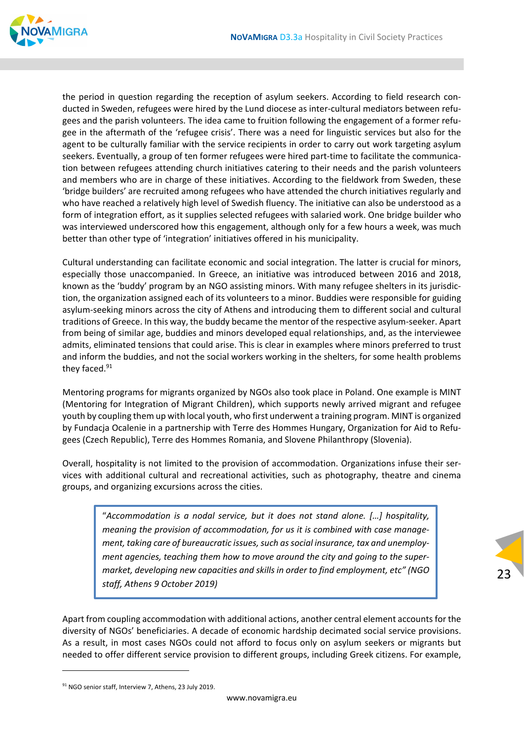the period in question regarding the reception of asylum seekers. According to field research conducted in Sweden, refugees were hired by the Lund diocese as inter-cultural mediators between refugees and the parish volunteers. The idea came to fruition following the engagement of a former refugee in the aftermath of the 'refugee crisis'. There was a need for linguistic services but also for the agent to be culturally familiar with the service recipients in order to carry out work targeting asylum seekers. Eventually, a group of ten former refugees were hired part-time to facilitate the communication between refugees attending church initiatives catering to their needs and the parish volunteers and members who are in charge of these initiatives. According to the fieldwork from Sweden, these 'bridge builders' are recruited among refugees who have attended the church initiatives regularly and who have reached a relatively high level of Swedish fluency. The initiative can also be understood as a form of integration effort, as it supplies selected refugees with salaried work. One bridge builder who was interviewed underscored how this engagement, although only for a few hours a week, was much better than other type of 'integration' initiatives offered in his municipality.

Cultural understanding can facilitate economic and social integration. The latter is crucial for minors, especially those unaccompanied. In Greece, an initiative was introduced between 2016 and 2018, known as the 'buddy' program by an NGO assisting minors. With many refugee shelters in its jurisdiction, the organization assigned each of its volunteers to a minor. Buddies were responsible for guiding asylum-seeking minors across the city of Athens and introducing them to different social and cultural traditions of Greece. In this way, the buddy became the mentor of the respective asylum-seeker. Apart from being of similar age, buddies and minors developed equal relationships, and, as the interviewee admits, eliminated tensions that could arise. This is clear in examples where minors preferred to trust and inform the buddies, and not the social workers working in the shelters, for some health problems they faced.[91]

Mentoring programs for migrants organized by NGOs also took place in Poland. One example is MINT (Mentoring for Integration of Migrant Children), which supports newly arrived migrant and refugee youth by coupling them up with local youth, who first underwent a training program. MINT is organized by Fundacja Ocalenie in a partnership with Terre des Hommes Hungary, Organization for Aid to Refugees (Czech Republic), Terre des Hommes Romania, and Slovene Philanthropy (Slovenia).

Overall, hospitality is not limited to the provision of accommodation. Organizations infuse their services with additional cultural and recreational activities, such as photography, theatre and cinema groups, and organizing excursions across the cities.

> "*Accommodation is a nodal service, but it does not stand alone. […] hospitality, meaning the provision of accommodation, for us it is combined with case management, taking care of bureaucratic issues, such as social insurance, tax and unemployment agencies, teaching them how to move around the city and going to the supermarket, developing new capacities and skills in order to find employment, etc" (NGO staff, Athens 9 October 2019)*

Apart from coupling accommodation with additional actions, another central element accounts for the diversity of NGOs' beneficiaries. A decade of economic hardship decimated social service provisions. As a result, in most cases NGOs could not afford to focus only on asylum seekers or migrants but needed to offer different service provision to different groups, including Greek citizens. For example,

---

[91] NGO senior staff, Interview 7, Athens, 23 July 2019.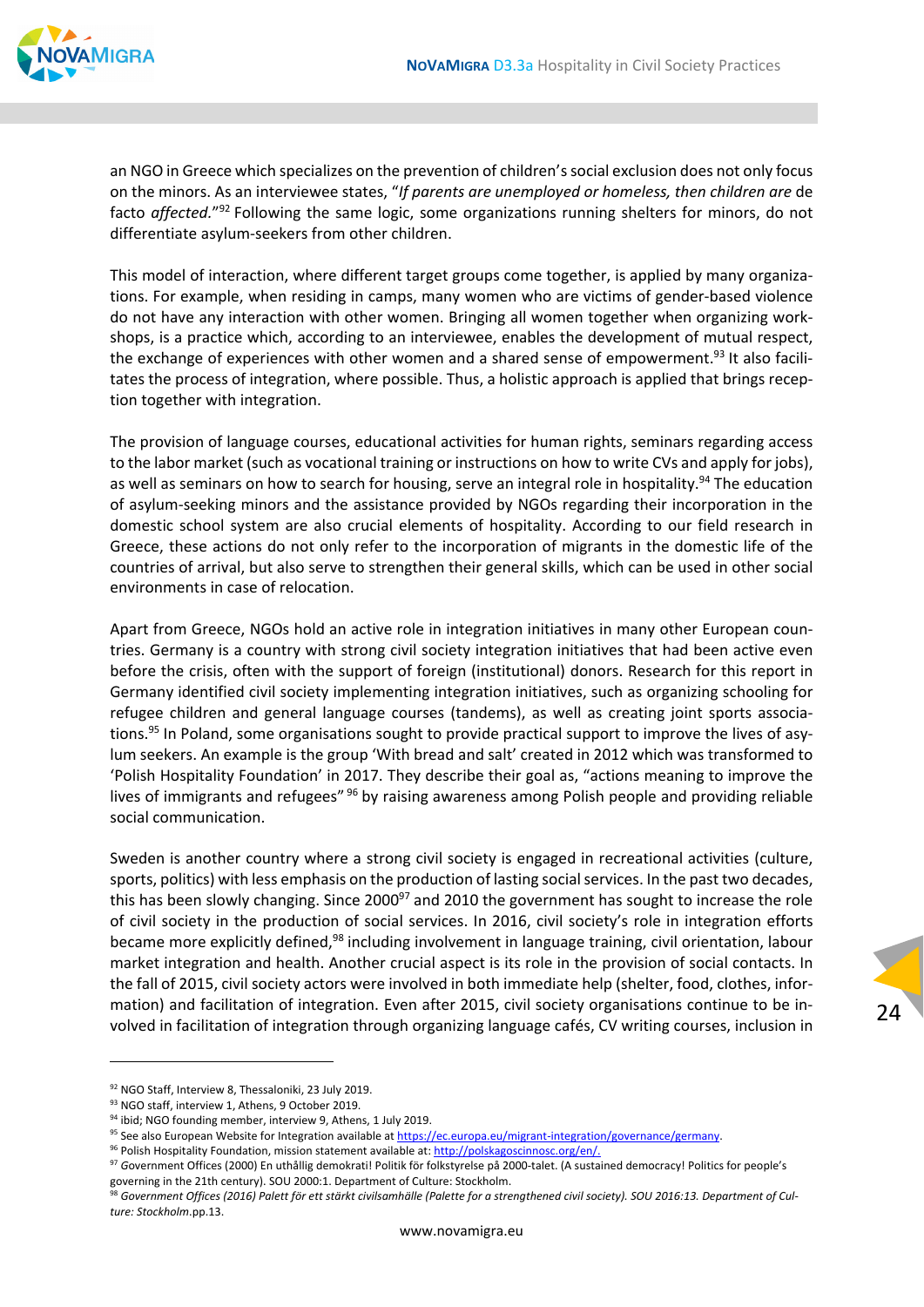an NGO in Greece which specializes on the prevention of children's social exclusion does not only focus on the minors. As an interviewee states, "*If parents are unemployed or homeless, then children are* de facto *affected.*"[92] Following the same logic, some organizations running shelters for minors, do not differentiate asylum-seekers from other children.

This model of interaction, where different target groups come together, is applied by many organizations. For example, when residing in camps, many women who are victims of gender-based violence do not have any interaction with other women. Bringing all women together when organizing workshops, is a practice which, according to an interviewee, enables the development of mutual respect, the exchange of experiences with other women and a shared sense of empowerment.[93] It also facilitates the process of integration, where possible. Thus, a holistic approach is applied that brings reception together with integration.

The provision of language courses, educational activities for human rights, seminars regarding access to the labor market (such as vocational training or instructions on how to write CVs and apply for jobs), as well as seminars on how to search for housing, serve an integral role in hospitality.[94] The education of asylum-seeking minors and the assistance provided by NGOs regarding their incorporation in the domestic school system are also crucial elements of hospitality. According to our field research in Greece, these actions do not only refer to the incorporation of migrants in the domestic life of the countries of arrival, but also serve to strengthen their general skills, which can be used in other social environments in case of relocation.

Apart from Greece, NGOs hold an active role in integration initiatives in many other European countries. Germany is a country with strong civil society integration initiatives that had been active even before the crisis, often with the support of foreign (institutional) donors. Research for this report in Germany identified civil society implementing integration initiatives, such as organizing schooling for refugee children and general language courses (tandems), as well as creating joint sports associations.[95] In Poland, some organisations sought to provide practical support to improve the lives of asylum seekers. An example is the group 'With bread and salt' created in 2012 which was transformed to 'Polish Hospitality Foundation' in 2017. They describe their goal as, "actions meaning to improve the lives of immigrants and refugees" [96] by raising awareness among Polish people and providing reliable social communication.

Sweden is another country where a strong civil society is engaged in recreational activities (culture, sports, politics) with less emphasis on the production of lasting social services. In the past two decades, this has been slowly changing. Since 2000[97] and 2010 the government has sought to increase the role of civil society in the production of social services. In 2016, civil society's role in integration efforts became more explicitly defined,[98] including involvement in language training, civil orientation, labour market integration and health. Another crucial aspect is its role in the provision of social contacts. In the fall of 2015, civil society actors were involved in both immediate help (shelter, food, clothes, information) and facilitation of integration. Even after 2015, civil society organisations continue to be involved in facilitation of integration through organizing language cafés, CV writing courses, inclusion in

---

[92] NGO Staff, Interview 8, Thessaloniki, 23 July 2019.

[93] NGO staff, interview 1, Athens, 9 October 2019.

[94] ibid; NGO founding member, interview 9, Athens, 1 July 2019.

[95] See also European Website for Integration available at https://ec.europa.eu/migrant-integration/governance/germany.

[96] Polish Hospitality Foundation, mission statement available at: http://polskagoscinnosc.org/en/.

[97] *Government Offices* (2000) En uthållig demokrati! Politik för folkstyrelse på 2000-talet. (A sustained democracy! Politics for people's governing in the 21th century). SOU 2000:1. Department of Culture: Stockholm.

[98] *Government Offices (2016) Palett för ett stärkt civilsamhälle (Palette for a strengthened civil society). SOU 2016:13. Department of Culture: Stockholm*.pp.13.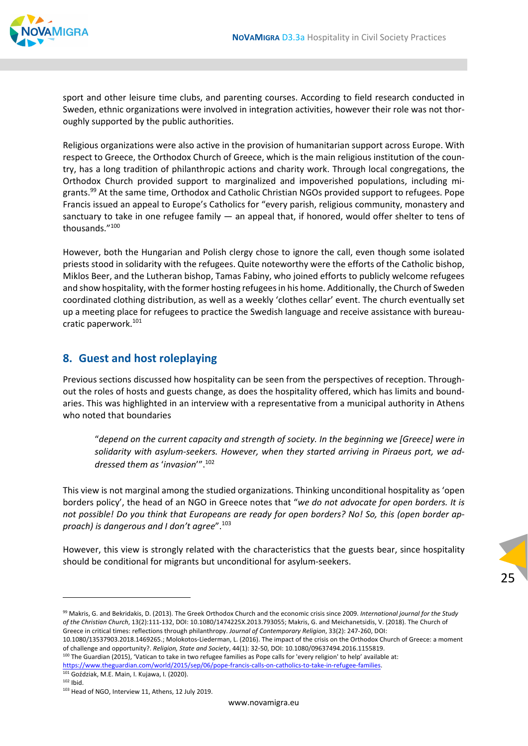sport and other leisure time clubs, and parenting courses. According to field research conducted in Sweden, ethnic organizations were involved in integration activities, however their role was not thoroughly supported by the public authorities.

Religious organizations were also active in the provision of humanitarian support across Europe. With respect to Greece, the Orthodox Church of Greece, which is the main religious institution of the country, has a long tradition of philanthropic actions and charity work. Through local congregations, the Orthodox Church provided support to marginalized and impoverished populations, including migrants.[99] At the same time, Orthodox and Catholic Christian NGOs provided support to refugees. Pope Francis issued an appeal to Europe's Catholics for "every parish, religious community, monastery and sanctuary to take in one refugee family — an appeal that, if honored, would offer shelter to tens of thousands."[100]

However, both the Hungarian and Polish clergy chose to ignore the call, even though some isolated priests stood in solidarity with the refugees. Quite noteworthy were the efforts of the Catholic bishop, Miklos Beer, and the Lutheran bishop, Tamas Fabiny, who joined efforts to publicly welcome refugees and show hospitality, with the former hosting refugees in his home. Additionally, the Church of Sweden coordinated clothing distribution, as well as a weekly 'clothes cellar' event. The church eventually set up a meeting place for refugees to practice the Swedish language and receive assistance with bureaucratic paperwork.[101]

## 8. Guest and host roleplaying

Previous sections discussed how hospitality can be seen from the perspectives of reception. Throughout the roles of hosts and guests change, as does the hospitality offered, which has limits and boundaries. This was highlighted in an interview with a representative from a municipal authority in Athens who noted that boundaries

> "*depend on the current capacity and strength of society. In the beginning we [Greece] were in solidarity with asylum-seekers. However, when they started arriving in Piraeus port, we addressed them as 'invasion'*".[102]

This view is not marginal among the studied organizations. Thinking unconditional hospitality as 'open borders policy', the head of an NGO in Greece notes that "*we do not advocate for open borders. It is not possible! Do you think that Europeans are ready for open borders? No! So, this (open border approach) is dangerous and I don't agree*".[103]

However, this view is strongly related with the characteristics that the guests bear, since hospitality should be conditional for migrants but unconditional for asylum-seekers.

---

[99] Makris, G. and Bekridakis, D. (2013). The Greek Orthodox Church and the economic crisis since 2009. *International journal for the Study of the Christian Church*, 13(2):111-132, DOI: 10.1080/1474225X.2013.793055; Makris, G. and Meichanetsidis, V. (2018). The Church of Greece in critical times: reflections through philanthropy. *Journal of Contemporary Religion*, 33(2): 247-260, DOI: 10.1080/13537903.2018.1469265.; Molokotos-Liederman, L. (2016). The impact of the crisis on the Orthodox Church of Greece: a moment of challenge and opportunity?. *Religion, State and Society*, 44(1): 32-50, DOI: 10.1080/09637494.2016.1155819.

[100] The Guardian (2015), 'Vatican to take in two refugee families as Pope calls for 'every religion' to help' available at: https://www.theguardian.com/world/2015/sep/06/pope-francis-calls-on-catholics-to-take-in-refugee-families.

[101] Goździak, M.E. Main, I. Kujawa, I. (2020).

[102] Ibid.

[103] Head of NGO, Interview 11, Athens, 12 July 2019.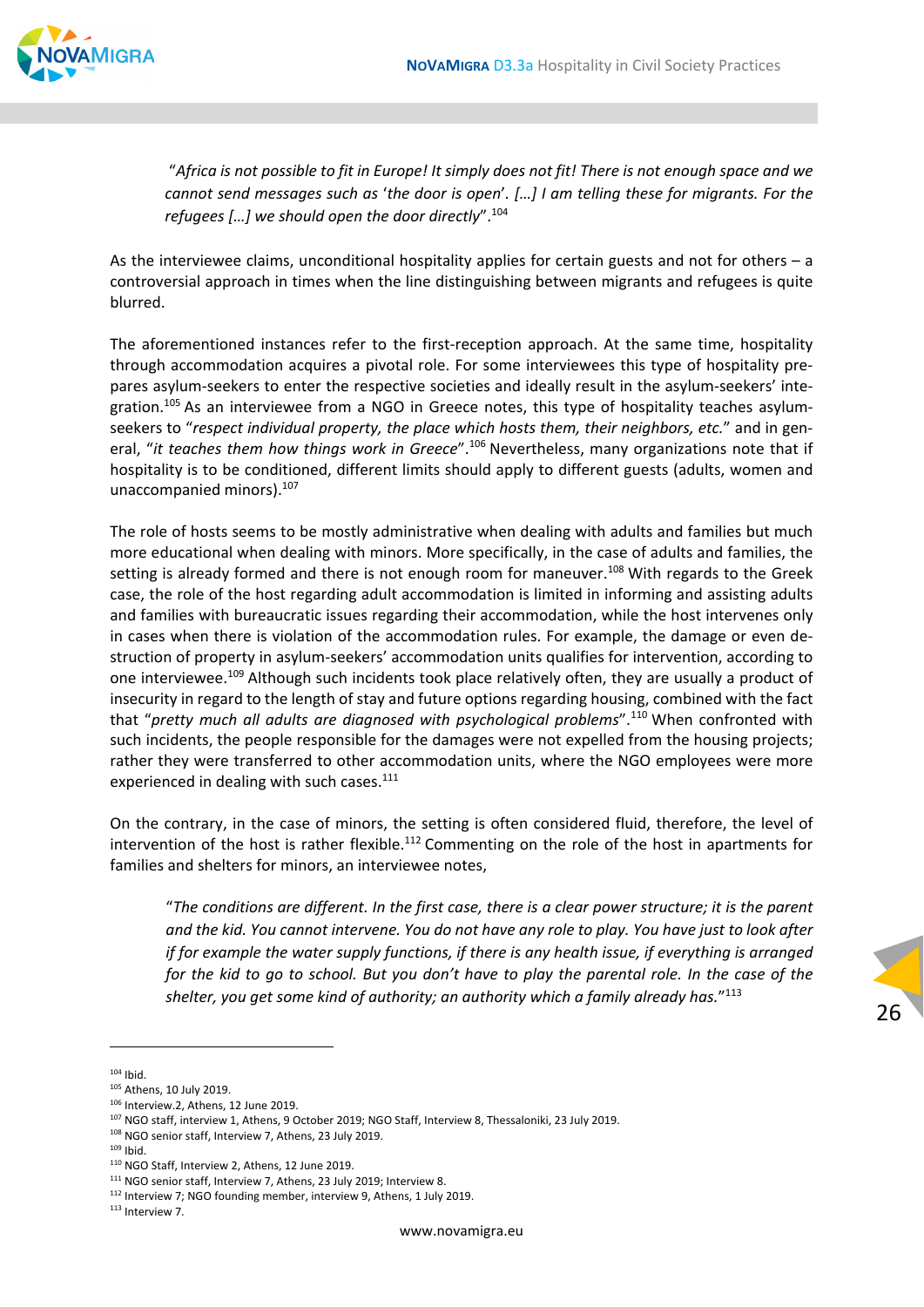> "*Africa is not possible to fit in Europe! It simply does not fit! There is not enough space and we cannot send messages such as 'the door is open'. […] I am telling these for migrants. For the refugees […] we should open the door directly*".[104]

As the interviewee claims, unconditional hospitality applies for certain guests and not for others – a controversial approach in times when the line distinguishing between migrants and refugees is quite blurred.

The aforementioned instances refer to the first-reception approach. At the same time, hospitality through accommodation acquires a pivotal role. For some interviewees this type of hospitality prepares asylum-seekers to enter the respective societies and ideally result in the asylum-seekers' integration.[105] As an interviewee from a NGO in Greece notes, this type of hospitality teaches asylum-seekers to "*respect individual property, the place which hosts them, their neighbors, etc.*" and in general, "*it teaches them how things work in Greece*".[106] Nevertheless, many organizations note that if hospitality is to be conditioned, different limits should apply to different guests (adults, women and unaccompanied minors).[107]

The role of hosts seems to be mostly administrative when dealing with adults and families but much more educational when dealing with minors. More specifically, in the case of adults and families, the setting is already formed and there is not enough room for maneuver.[108] With regards to the Greek case, the role of the host regarding adult accommodation is limited in informing and assisting adults and families with bureaucratic issues regarding their accommodation, while the host intervenes only in cases when there is violation of the accommodation rules. For example, the damage or even destruction of property in asylum-seekers' accommodation units qualifies for intervention, according to one interviewee.[109] Although such incidents took place relatively often, they are usually a product of insecurity in regard to the length of stay and future options regarding housing, combined with the fact that "*pretty much all adults are diagnosed with psychological problems*".[110] When confronted with such incidents, the people responsible for the damages were not expelled from the housing projects; rather they were transferred to other accommodation units, where the NGO employees were more experienced in dealing with such cases.[111]

On the contrary, in the case of minors, the setting is often considered fluid, therefore, the level of intervention of the host is rather flexible.[112] Commenting on the role of the host in apartments for families and shelters for minors, an interviewee notes,

> "*The conditions are different. In the first case, there is a clear power structure; it is the parent and the kid. You cannot intervene. You do not have any role to play. You have just to look after if for example the water supply functions, if there is any health issue, if everything is arranged for the kid to go to school. But you don't have to play the parental role. In the case of the shelter, you get some kind of authority; an authority which a family already has.*"[113]

---

[104] Ibid.
[105] Athens, 10 July 2019.
[106] Interview.2, Athens, 12 June 2019.
[107] NGO staff, interview 1, Athens, 9 October 2019; NGO Staff, Interview 8, Thessaloniki, 23 July 2019.
[108] NGO senior staff, Interview 7, Athens, 23 July 2019.
[109] Ibid.
[110] NGO Staff, Interview 2, Athens, 12 June 2019.
[111] NGO senior staff, Interview 7, Athens, 23 July 2019; Interview 8.
[112] Interview 7; NGO founding member, interview 9, Athens, 1 July 2019.
[113] Interview 7.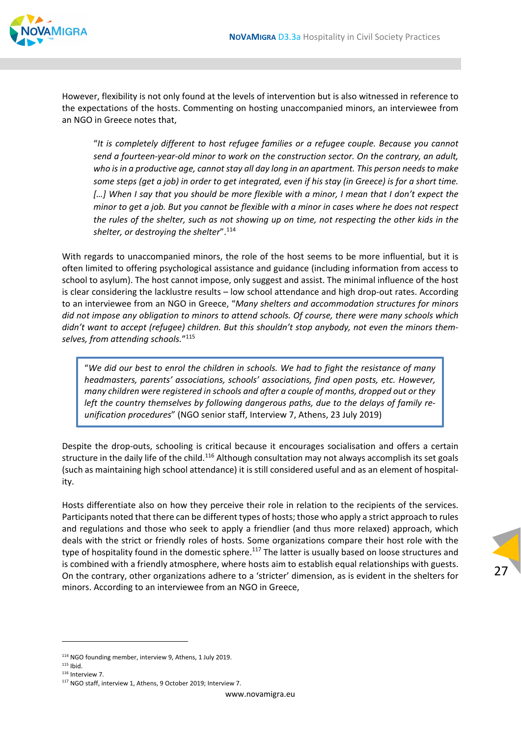However, flexibility is not only found at the levels of intervention but is also witnessed in reference to the expectations of the hosts. Commenting on hosting unaccompanied minors, an interviewee from an NGO in Greece notes that,

> "*It is completely different to host refugee families or a refugee couple. Because you cannot send a fourteen-year-old minor to work on the construction sector. On the contrary, an adult, who is in a productive age, cannot stay all day long in an apartment. This person needs to make some steps (get a job) in order to get integrated, even if his stay (in Greece) is for a short time. […] When I say that you should be more flexible with a minor, I mean that I don't expect the minor to get a job. But you cannot be flexible with a minor in cases where he does not respect the rules of the shelter, such as not showing up on time, not respecting the other kids in the shelter, or destroying the shelter*".[114]

With regards to unaccompanied minors, the role of the host seems to be more influential, but it is often limited to offering psychological assistance and guidance (including information from access to school to asylum). The host cannot impose, only suggest and assist. The minimal influence of the host is clear considering the lacklustre results – low school attendance and high drop-out rates. According to an interviewee from an NGO in Greece, "*Many shelters and accommodation structures for minors did not impose any obligation to minors to attend schools. Of course, there were many schools which didn't want to accept (refugee) children. But this shouldn't stop anybody, not even the minors themselves, from attending schools.*"[115]

> "*We did our best to enrol the children in schools. We had to fight the resistance of many headmasters, parents' associations, schools' associations, find open posts, etc. However, many children were registered in schools and after a couple of months, dropped out or they left the country themselves by following dangerous paths, due to the delays of family reunification procedures*" (NGO senior staff, Interview 7, Athens, 23 July 2019)

Despite the drop-outs, schooling is critical because it encourages socialisation and offers a certain structure in the daily life of the child.[116] Although consultation may not always accomplish its set goals (such as maintaining high school attendance) it is still considered useful and as an element of hospitality.

Hosts differentiate also on how they perceive their role in relation to the recipients of the services. Participants noted that there can be different types of hosts; those who apply a strict approach to rules and regulations and those who seek to apply a friendlier (and thus more relaxed) approach, which deals with the strict or friendly roles of hosts. Some organizations compare their host role with the type of hospitality found in the domestic sphere.[117] The latter is usually based on loose structures and is combined with a friendly atmosphere, where hosts aim to establish equal relationships with guests. On the contrary, other organizations adhere to a 'stricter' dimension, as is evident in the shelters for minors. According to an interviewee from an NGO in Greece,

---

[114] NGO founding member, interview 9, Athens, 1 July 2019.

[115] Ibid.

[116] Interview 7.

[117] NGO staff, interview 1, Athens, 9 October 2019; Interview 7.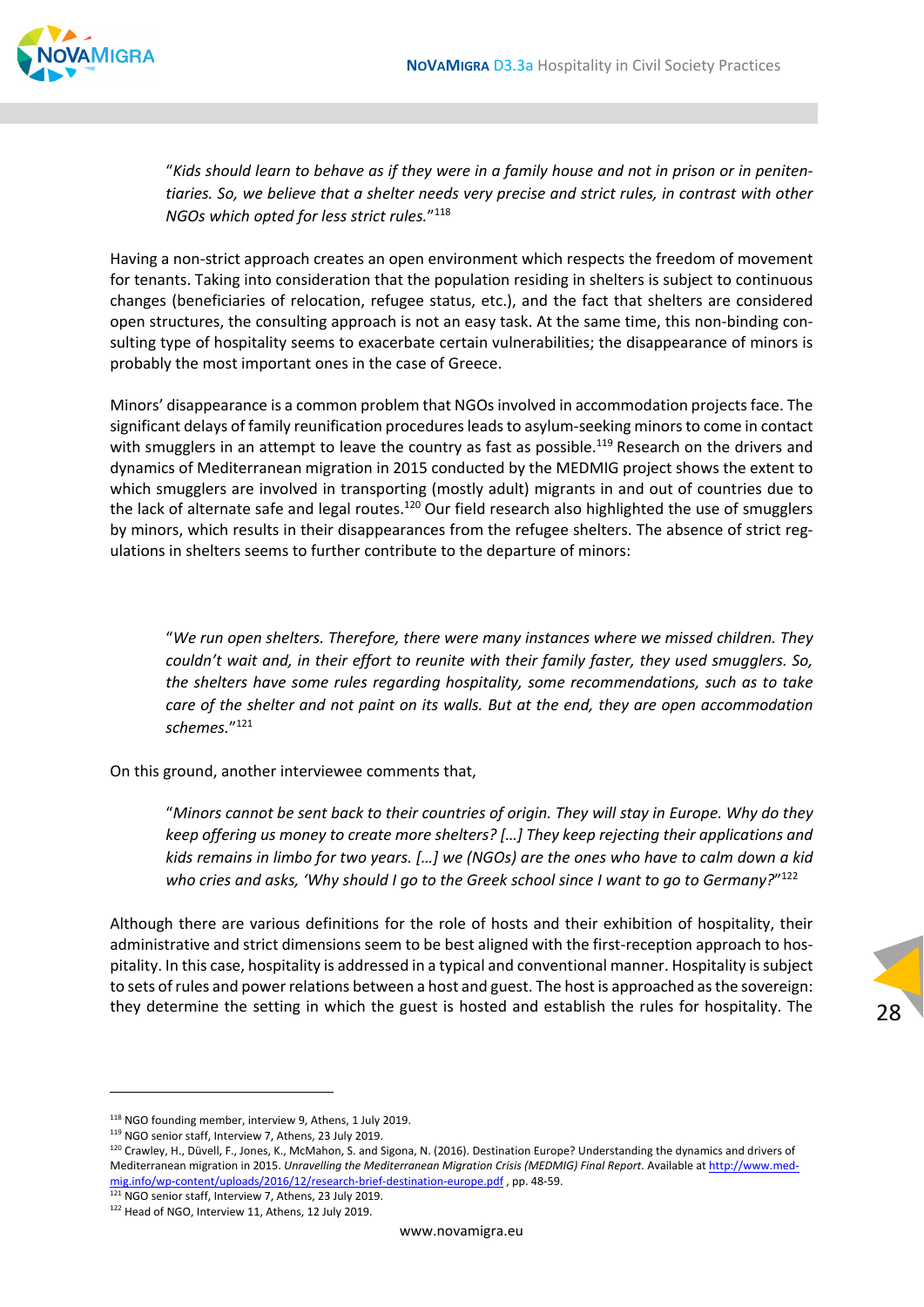> *"Kids should learn to behave as if they were in a family house and not in prison or in penitentiaries. So, we believe that a shelter needs very precise and strict rules, in contrast with other NGOs which opted for less strict rules."*[118]

Having a non-strict approach creates an open environment which respects the freedom of movement for tenants. Taking into consideration that the population residing in shelters is subject to continuous changes (beneficiaries of relocation, refugee status, etc.), and the fact that shelters are considered open structures, the consulting approach is not an easy task. At the same time, this non-binding consulting type of hospitality seems to exacerbate certain vulnerabilities; the disappearance of minors is probably the most important ones in the case of Greece.

Minors' disappearance is a common problem that NGOs involved in accommodation projects face. The significant delays of family reunification procedures leads to asylum-seeking minors to come in contact with smugglers in an attempt to leave the country as fast as possible.[119] Research on the drivers and dynamics of Mediterranean migration in 2015 conducted by the MEDMIG project shows the extent to which smugglers are involved in transporting (mostly adult) migrants in and out of countries due to the lack of alternate safe and legal routes.[120] Our field research also highlighted the use of smugglers by minors, which results in their disappearances from the refugee shelters. The absence of strict regulations in shelters seems to further contribute to the departure of minors:

> *"We run open shelters. Therefore, there were many instances where we missed children. They couldn't wait and, in their effort to reunite with their family faster, they used smugglers. So, the shelters have some rules regarding hospitality, some recommendations, such as to take care of the shelter and not paint on its walls. But at the end, they are open accommodation schemes."*[121]

On this ground, another interviewee comments that,

> *"Minors cannot be sent back to their countries of origin. They will stay in Europe. Why do they keep offering us money to create more shelters? […] They keep rejecting their applications and kids remains in limbo for two years. […] we (NGOs) are the ones who have to calm down a kid who cries and asks, 'Why should I go to the Greek school since I want to go to Germany?'"*[122]

Although there are various definitions for the role of hosts and their exhibition of hospitality, their administrative and strict dimensions seem to be best aligned with the first-reception approach to hospitality. In this case, hospitality is addressed in a typical and conventional manner. Hospitality is subject to sets of rules and power relations between a host and guest. The host is approached as the sovereign: they determine the setting in which the guest is hosted and establish the rules for hospitality. The

---

[118] NGO founding member, interview 9, Athens, 1 July 2019.

[119] NGO senior staff, Interview 7, Athens, 23 July 2019.

[120] Crawley, H., Düvell, F., Jones, K., McMahon, S. and Sigona, N. (2016). Destination Europe? Understanding the dynamics and drivers of Mediterranean migration in 2015. *Unravelling the Mediterranean Migration Crisis (MEDMIG) Final Report*. Available at http://www.medmig.info/wp-content/uploads/2016/12/research-brief-destination-europe.pdf , pp. 48-59.

[121] NGO senior staff, Interview 7, Athens, 23 July 2019.

[122] Head of NGO, Interview 11, Athens, 12 July 2019.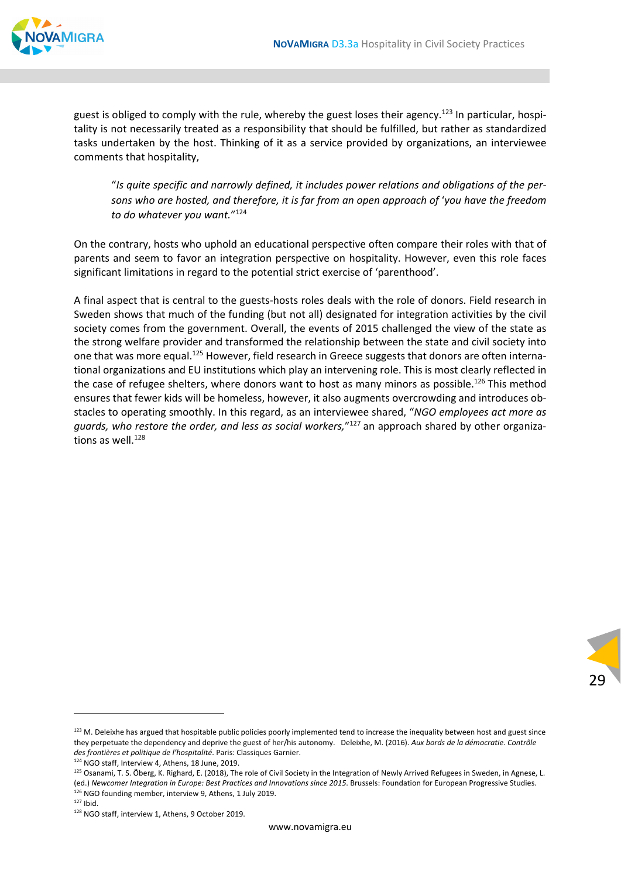guest is obliged to comply with the rule, whereby the guest loses their agency.[123] In particular, hospitality is not necessarily treated as a responsibility that should be fulfilled, but rather as standardized tasks undertaken by the host. Thinking of it as a service provided by organizations, an interviewee comments that hospitality,

> "*Is quite specific and narrowly defined, it includes power relations and obligations of the persons who are hosted, and therefore, it is far from an open approach of 'you have the freedom to do whatever you want.*"[124]

On the contrary, hosts who uphold an educational perspective often compare their roles with that of parents and seem to favor an integration perspective on hospitality. However, even this role faces significant limitations in regard to the potential strict exercise of 'parenthood'.

A final aspect that is central to the guests-hosts roles deals with the role of donors. Field research in Sweden shows that much of the funding (but not all) designated for integration activities by the civil society comes from the government. Overall, the events of 2015 challenged the view of the state as the strong welfare provider and transformed the relationship between the state and civil society into one that was more equal.[125] However, field research in Greece suggests that donors are often international organizations and EU institutions which play an intervening role. This is most clearly reflected in the case of refugee shelters, where donors want to host as many minors as possible.[126] This method ensures that fewer kids will be homeless, however, it also augments overcrowding and introduces obstacles to operating smoothly. In this regard, as an interviewee shared, "*NGO employees act more as guards, who restore the order, and less as social workers,*"[127] an approach shared by other organizations as well.[128]

---

[123] M. Deleixhe has argued that hospitable public policies poorly implemented tend to increase the inequality between host and guest since they perpetuate the dependency and deprive the guest of her/his autonomy. Deleixhe, M. (2016). *Aux bords de la démocratie. Contrôle des frontières et politique de l'hospitalité*. Paris: Classiques Garnier.

[124] NGO staff, Interview 4, Athens, 18 June, 2019.

[125] Osanami, T. S. Öberg, K. Righard, E. (2018), The role of Civil Society in the Integration of Newly Arrived Refugees in Sweden, in Agnese, L. (ed.) *Newcomer Integration in Europe: Best Practices and Innovations since 2015*. Brussels: Foundation for European Progressive Studies.

[126] NGO founding member, interview 9, Athens, 1 July 2019.

[127] Ibid.

[128] NGO staff, interview 1, Athens, 9 October 2019.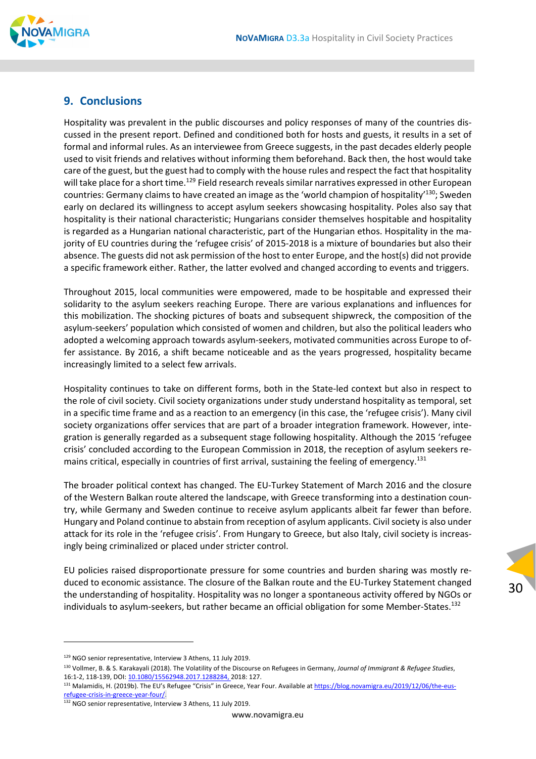## 9. Conclusions

Hospitality was prevalent in the public discourses and policy responses of many of the countries discussed in the present report. Defined and conditioned both for hosts and guests, it results in a set of formal and informal rules. As an interviewee from Greece suggests, in the past decades elderly people used to visit friends and relatives without informing them beforehand. Back then, the host would take care of the guest, but the guest had to comply with the house rules and respect the fact that hospitality will take place for a short time.[129] Field research reveals similar narratives expressed in other European countries: Germany claims to have created an image as the 'world champion of hospitality'[130]; Sweden early on declared its willingness to accept asylum seekers showcasing hospitality. Poles also say that hospitality is their national characteristic; Hungarians consider themselves hospitable and hospitality is regarded as a Hungarian national characteristic, part of the Hungarian ethos. Hospitality in the majority of EU countries during the 'refugee crisis' of 2015-2018 is a mixture of boundaries but also their absence. The guests did not ask permission of the host to enter Europe, and the host(s) did not provide a specific framework either. Rather, the latter evolved and changed according to events and triggers.

Throughout 2015, local communities were empowered, made to be hospitable and expressed their solidarity to the asylum seekers reaching Europe. There are various explanations and influences for this mobilization. The shocking pictures of boats and subsequent shipwreck, the composition of the asylum-seekers' population which consisted of women and children, but also the political leaders who adopted a welcoming approach towards asylum-seekers, motivated communities across Europe to offer assistance. By 2016, a shift became noticeable and as the years progressed, hospitality became increasingly limited to a select few arrivals.

Hospitality continues to take on different forms, both in the State-led context but also in respect to the role of civil society. Civil society organizations under study understand hospitality as temporal, set in a specific time frame and as a reaction to an emergency (in this case, the 'refugee crisis'). Many civil society organizations offer services that are part of a broader integration framework. However, integration is generally regarded as a subsequent stage following hospitality. Although the 2015 'refugee crisis' concluded according to the European Commission in 2018, the reception of asylum seekers remains critical, especially in countries of first arrival, sustaining the feeling of emergency.[131]

The broader political context has changed. The EU-Turkey Statement of March 2016 and the closure of the Western Balkan route altered the landscape, with Greece transforming into a destination country, while Germany and Sweden continue to receive asylum applicants albeit far fewer than before. Hungary and Poland continue to abstain from reception of asylum applicants. Civil society is also under attack for its role in the 'refugee crisis'. From Hungary to Greece, but also Italy, civil society is increasingly being criminalized or placed under stricter control.

EU policies raised disproportionate pressure for some countries and burden sharing was mostly reduced to economic assistance. The closure of the Balkan route and the EU-Turkey Statement changed the understanding of hospitality. Hospitality was no longer a spontaneous activity offered by NGOs or individuals to asylum-seekers, but rather became an official obligation for some Member-States.[132]

---

[129] NGO senior representative, Interview 3 Athens, 11 July 2019.

[130] Vollmer, B. & S. Karakayali (2018). The Volatility of the Discourse on Refugees in Germany, *Journal of Immigrant & Refugee Studies*, 16:1-2, 118-139, DOI: 10.1080/15562948.2017.1288284, 2018: 127.

[131] Malamidis, H. (2019b). The EU's Refugee "Crisis" in Greece, Year Four. Available at https://blog.novamigra.eu/2019/12/06/the-eus-refugee-crisis-in-greece-year-four/.

[132] NGO senior representative, Interview 3 Athens, 11 July 2019.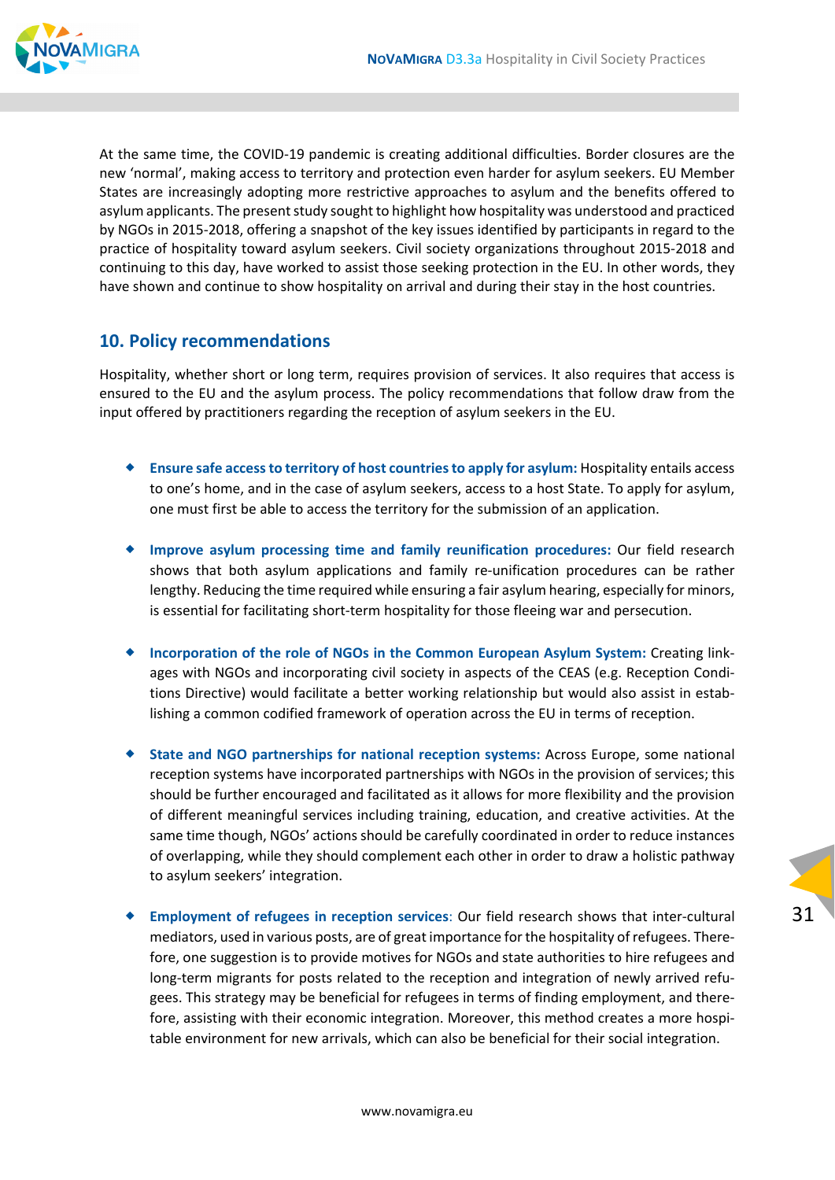At the same time, the COVID-19 pandemic is creating additional difficulties. Border closures are the new 'normal', making access to territory and protection even harder for asylum seekers. EU Member States are increasingly adopting more restrictive approaches to asylum and the benefits offered to asylum applicants. The present study sought to highlight how hospitality was understood and practiced by NGOs in 2015-2018, offering a snapshot of the key issues identified by participants in regard to the practice of hospitality toward asylum seekers. Civil society organizations throughout 2015-2018 and continuing to this day, have worked to assist those seeking protection in the EU. In other words, they have shown and continue to show hospitality on arrival and during their stay in the host countries.

## 10. Policy recommendations

Hospitality, whether short or long term, requires provision of services. It also requires that access is ensured to the EU and the asylum process. The policy recommendations that follow draw from the input offered by practitioners regarding the reception of asylum seekers in the EU.

- **Ensure safe access to territory of host countries to apply for asylum:** Hospitality entails access to one's home, and in the case of asylum seekers, access to a host State. To apply for asylum, one must first be able to access the territory for the submission of an application.

- **Improve asylum processing time and family reunification procedures:** Our field research shows that both asylum applications and family re-unification procedures can be rather lengthy. Reducing the time required while ensuring a fair asylum hearing, especially for minors, is essential for facilitating short-term hospitality for those fleeing war and persecution.

- **Incorporation of the role of NGOs in the Common European Asylum System:** Creating linkages with NGOs and incorporating civil society in aspects of the CEAS (e.g. Reception Conditions Directive) would facilitate a better working relationship but would also assist in establishing a common codified framework of operation across the EU in terms of reception.

- **State and NGO partnerships for national reception systems:** Across Europe, some national reception systems have incorporated partnerships with NGOs in the provision of services; this should be further encouraged and facilitated as it allows for more flexibility and the provision of different meaningful services including training, education, and creative activities. At the same time though, NGOs' actions should be carefully coordinated in order to reduce instances of overlapping, while they should complement each other in order to draw a holistic pathway to asylum seekers' integration.

- **Employment of refugees in reception services**: Our field research shows that inter-cultural mediators, used in various posts, are of great importance for the hospitality of refugees. Therefore, one suggestion is to provide motives for NGOs and state authorities to hire refugees and long-term migrants for posts related to the reception and integration of newly arrived refugees. This strategy may be beneficial for refugees in terms of finding employment, and therefore, assisting with their economic integration. Moreover, this method creates a more hospitable environment for new arrivals, which can also be beneficial for their social integration.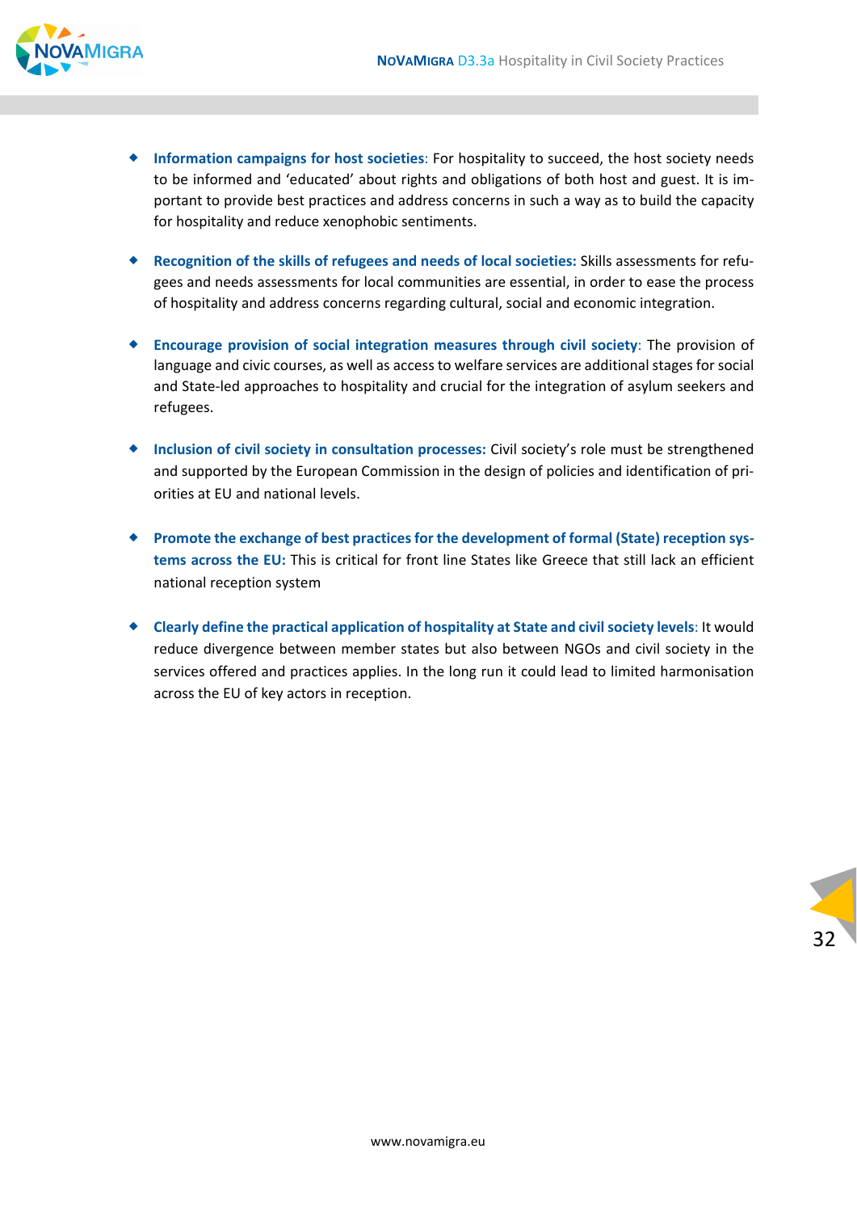- **Information campaigns for host societies**: For hospitality to succeed, the host society needs to be informed and 'educated' about rights and obligations of both host and guest. It is important to provide best practices and address concerns in such a way as to build the capacity for hospitality and reduce xenophobic sentiments.

- **Recognition of the skills of refugees and needs of local societies:** Skills assessments for refugees and needs assessments for local communities are essential, in order to ease the process of hospitality and address concerns regarding cultural, social and economic integration.

- **Encourage provision of social integration measures through civil society**: The provision of language and civic courses, as well as access to welfare services are additional stages for social and State-led approaches to hospitality and crucial for the integration of asylum seekers and refugees.

- **Inclusion of civil society in consultation processes:** Civil society's role must be strengthened and supported by the European Commission in the design of policies and identification of priorities at EU and national levels.

- **Promote the exchange of best practices for the development of formal (State) reception systems across the EU:** This is critical for front line States like Greece that still lack an efficient national reception system

- **Clearly define the practical application of hospitality at State and civil society levels**: It would reduce divergence between member states but also between NGOs and civil society in the services offered and practices applies. In the long run it could lead to limited harmonisation across the EU of key actors in reception.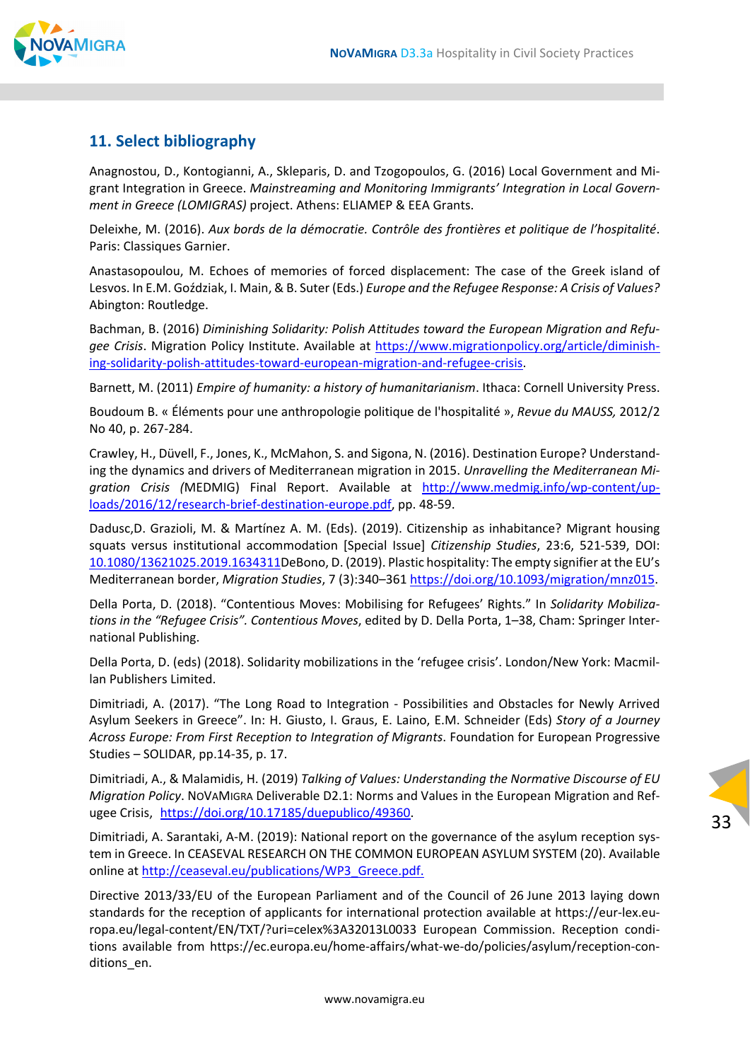## 11. Select bibliography

Anagnostou, D., Kontogianni, A., Skleparis, D. and Tzogopoulos, G. (2016) Local Government and Migrant Integration in Greece. *Mainstreaming and Monitoring Immigrants' Integration in Local Government in Greece (LOMIGRAS)* project. Athens: ELIAMEP & EEA Grants.

Deleixhe, M. (2016). *Aux bords de la démocratie. Contrôle des frontières et politique de l'hospitalité*. Paris: Classiques Garnier.

Anastasopoulou, M. Echoes of memories of forced displacement: The case of the Greek island of Lesvos. In E.M. Goździak, I. Main, & B. Suter (Eds.) *Europe and the Refugee Response: A Crisis of Values?* Abington: Routledge.

Bachman, B. (2016) *Diminishing Solidarity: Polish Attitudes toward the European Migration and Refugee Crisis*. Migration Policy Institute. Available at https://www.migrationpolicy.org/article/diminishing-solidarity-polish-attitudes-toward-european-migration-and-refugee-crisis.

Barnett, M. (2011) *Empire of humanity: a history of humanitarianism*. Ithaca: Cornell University Press.

Boudoum B. « Éléments pour une anthropologie politique de l'hospitalité », *Revue du MAUSS,* 2012/2 No 40, p. 267-284.

Crawley, H., Düvell, F., Jones, K., McMahon, S. and Sigona, N. (2016). Destination Europe? Understanding the dynamics and drivers of Mediterranean migration in 2015. *Unravelling the Mediterranean Migration Crisis (*MEDMIG) Final Report. Available at http://www.medmig.info/wp-content/uploads/2016/12/research-brief-destination-europe.pdf, pp. 48-59.

Dadusc,D. Grazioli, M. & Martínez A. M. (Eds). (2019). Citizenship as inhabitance? Migrant housing squats versus institutional accommodation [Special Issue] *Citizenship Studies*, 23:6, 521-539, DOI: 10.1080/13621025.2019.1634311DeBono, D. (2019). Plastic hospitality: The empty signifier at the EU's Mediterranean border, *Migration Studies*, 7 (3):340–361 https://doi.org/10.1093/migration/mnz015.

Della Porta, D. (2018). "Contentious Moves: Mobilising for Refugees' Rights." In *Solidarity Mobilizations in the "Refugee Crisis". Contentious Moves*, edited by D. Della Porta, 1–38, Cham: Springer International Publishing.

Della Porta, D. (eds) (2018). Solidarity mobilizations in the 'refugee crisis'. London/New York: Macmillan Publishers Limited.

Dimitriadi, A. (2017). "The Long Road to Integration - Possibilities and Obstacles for Newly Arrived Asylum Seekers in Greece". In: H. Giusto, I. Graus, E. Laino, E.M. Schneider (Eds) *Story of a Journey Across Europe: From First Reception to Integration of Migrants*. Foundation for European Progressive Studies – SOLIDAR, pp.14-35, p. 17.

Dimitriadi, A., & Malamidis, H. (2019) *Talking of Values: Understanding the Normative Discourse of EU Migration Policy*. NOVAMIGRA Deliverable D2.1: Norms and Values in the European Migration and Refugee Crisis, https://doi.org/10.17185/duepublico/49360.

Dimitriadi, A. Sarantaki, A-M. (2019): National report on the governance of the asylum reception system in Greece. In CEASEVAL RESEARCH ON THE COMMON EUROPEAN ASYLUM SYSTEM (20). Available online at http://ceaseval.eu/publications/WP3_Greece.pdf.

Directive 2013/33/EU of the European Parliament and of the Council of 26 June 2013 laying down standards for the reception of applicants for international protection available at https://eur-lex.europa.eu/legal-content/EN/TXT/?uri=celex%3A32013L0033 European Commission. Reception conditions available from https://ec.europa.eu/home-affairs/what-we-do/policies/asylum/reception-conditions_en.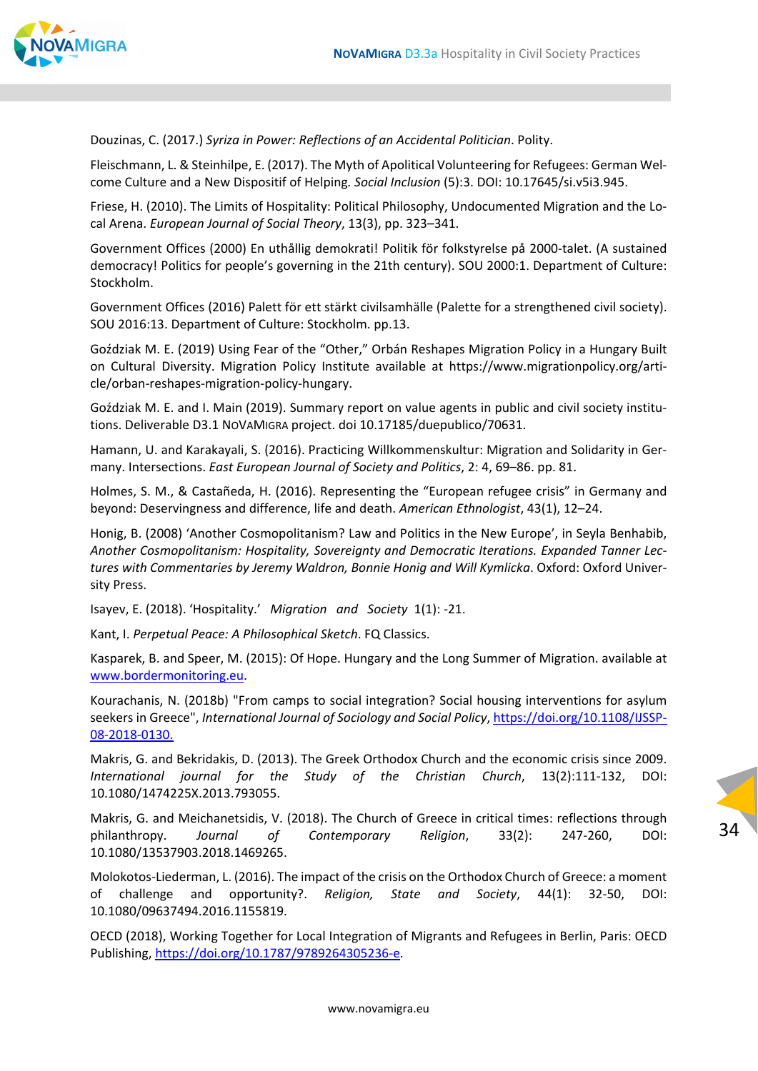Douzinas, C. (2017.) *Syriza in Power: Reflections of an Accidental Politician*. Polity.

Fleischmann, L. & Steinhilpe, E. (2017). The Myth of Apolitical Volunteering for Refugees: German Welcome Culture and a New Dispositif of Helping. *Social Inclusion* (5):3. DOI: 10.17645/si.v5i3.945.

Friese, H. (2010). The Limits of Hospitality: Political Philosophy, Undocumented Migration and the Local Arena. *European Journal of Social Theory*, 13(3), pp. 323–341.

Government Offices (2000) En uthållig demokrati! Politik för folkstyrelse på 2000-talet. (A sustained democracy! Politics for people's governing in the 21th century). SOU 2000:1. Department of Culture: Stockholm.

Government Offices (2016) Palett för ett stärkt civilsamhälle (Palette for a strengthened civil society). SOU 2016:13. Department of Culture: Stockholm. pp.13.

Goździak M. E. (2019) Using Fear of the "Other," Orbán Reshapes Migration Policy in a Hungary Built on Cultural Diversity. Migration Policy Institute available at https://www.migrationpolicy.org/article/orban-reshapes-migration-policy-hungary.

Goździak M. E. and I. Main (2019). Summary report on value agents in public and civil society institutions. Deliverable D3.1 NOVAMIGRA project. doi 10.17185/duepublico/70631.

Hamann, U. and Karakayali, S. (2016). Practicing Willkommenskultur: Migration and Solidarity in Germany. Intersections. *East European Journal of Society and Politics*, 2: 4, 69–86. pp. 81.

Holmes, S. M., & Castañeda, H. (2016). Representing the "European refugee crisis" in Germany and beyond: Deservingness and difference, life and death. *American Ethnologist*, 43(1), 12–24.

Honig, B. (2008) 'Another Cosmopolitanism? Law and Politics in the New Europe', in Seyla Benhabib, *Another Cosmopolitanism: Hospitality, Sovereignty and Democratic Iterations. Expanded Tanner Lectures with Commentaries by Jeremy Waldron, Bonnie Honig and Will Kymlicka*. Oxford: Oxford University Press.

Isayev, E. (2018). 'Hospitality.' *Migration and Society* 1(1): -21.

Kant, I. *Perpetual Peace: A Philosophical Sketch*. FQ Classics.

Kasparek, B. and Speer, M. (2015): Of Hope. Hungary and the Long Summer of Migration. available at www.bordermonitoring.eu.

Kourachanis, N. (2018b) "From camps to social integration? Social housing interventions for asylum seekers in Greece", *International Journal of Sociology and Social Policy*, https://doi.org/10.1108/IJSSP-08-2018-0130.

Makris, G. and Bekridakis, D. (2013). The Greek Orthodox Church and the economic crisis since 2009. *International journal for the Study of the Christian Church*, 13(2):111-132, DOI: 10.1080/1474225X.2013.793055.

Makris, G. and Meichanetsidis, V. (2018). The Church of Greece in critical times: reflections through philanthropy. *Journal of Contemporary Religion*, 33(2): 247-260, DOI: 10.1080/13537903.2018.1469265.

Molokotos-Liederman, L. (2016). The impact of the crisis on the Orthodox Church of Greece: a moment of challenge and opportunity?. *Religion, State and Society*, 44(1): 32-50, DOI: 10.1080/09637494.2016.1155819.

OECD (2018), Working Together for Local Integration of Migrants and Refugees in Berlin, Paris: OECD Publishing, https://doi.org/10.1787/9789264305236-e.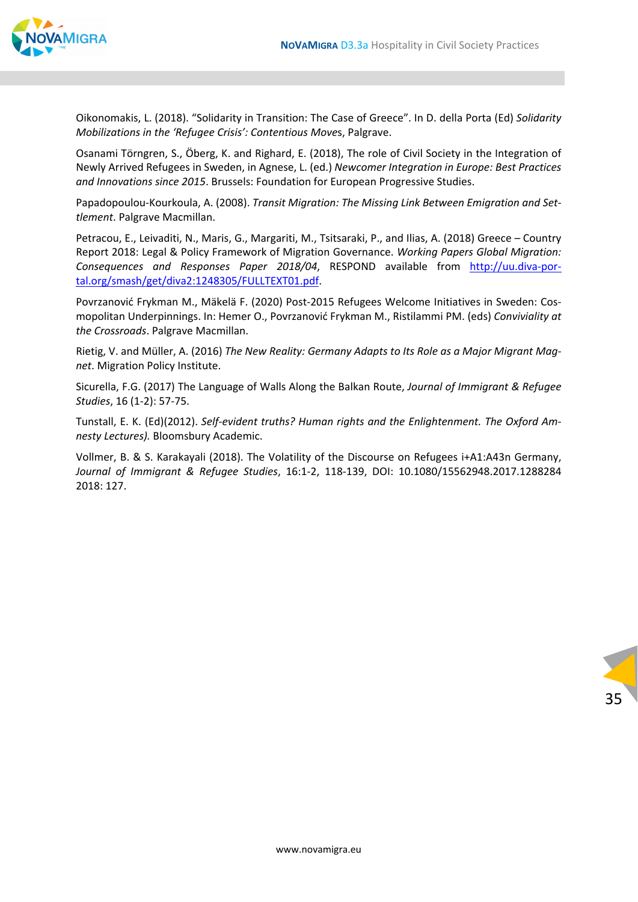Oikonomakis, L. (2018). “Solidarity in Transition: The Case of Greece”. In D. della Porta (Ed) *Solidarity Mobilizations in the ‘Refugee Crisis’: Contentious Moves*, Palgrave.

Osanami Törngren, S., Öberg, K. and Righard, E. (2018), The role of Civil Society in the Integration of Newly Arrived Refugees in Sweden, in Agnese, L. (ed.) *Newcomer Integration in Europe: Best Practices and Innovations since 2015*. Brussels: Foundation for European Progressive Studies.

Papadopoulou-Kourkoula, A. (2008). *Transit Migration: The Missing Link Between Emigration and Settlement*. Palgrave Macmillan.

Petracou, E., Leivaditi, N., Maris, G., Margariti, M., Tsitsaraki, P., and Ilias, A. (2018) Greece – Country Report 2018: Legal & Policy Framework of Migration Governance. *Working Papers Global Migration: Consequences and Responses Paper 2018/04*, RESPOND available from [http://uu.diva-portal.org/smash/get/diva2:1248305/FULLTEXT01.pdf](http://uu.diva-portal.org/smash/get/diva2:1248305/FULLTEXT01.pdf).

Povrzanović Frykman M., Mäkelä F. (2020) Post-2015 Refugees Welcome Initiatives in Sweden: Cosmopolitan Underpinnings. In: Hemer O., Povrzanović Frykman M., Ristilammi PM. (eds) *Conviviality at the Crossroads*. Palgrave Macmillan.

Rietig, V. and Müller, A. (2016) *The New Reality: Germany Adapts to Its Role as a Major Migrant Magnet*. Migration Policy Institute.

Sicurella, F.G. (2017) The Language of Walls Along the Balkan Route, *Journal of Immigrant & Refugee Studies*, 16 (1-2): 57-75.

Tunstall, E. K. (Ed)(2012). *Self-evident truths? Human rights and the Enlightenment. The Oxford Amnesty Lectures)*. Bloomsbury Academic.

Vollmer, B. & S. Karakayali (2018). The Volatility of the Discourse on Refugees i+A1:A43n Germany, *Journal of Immigrant & Refugee Studies*, 16:1-2, 118-139, DOI: 10.1080/15562948.2017.1288284 2018: 127.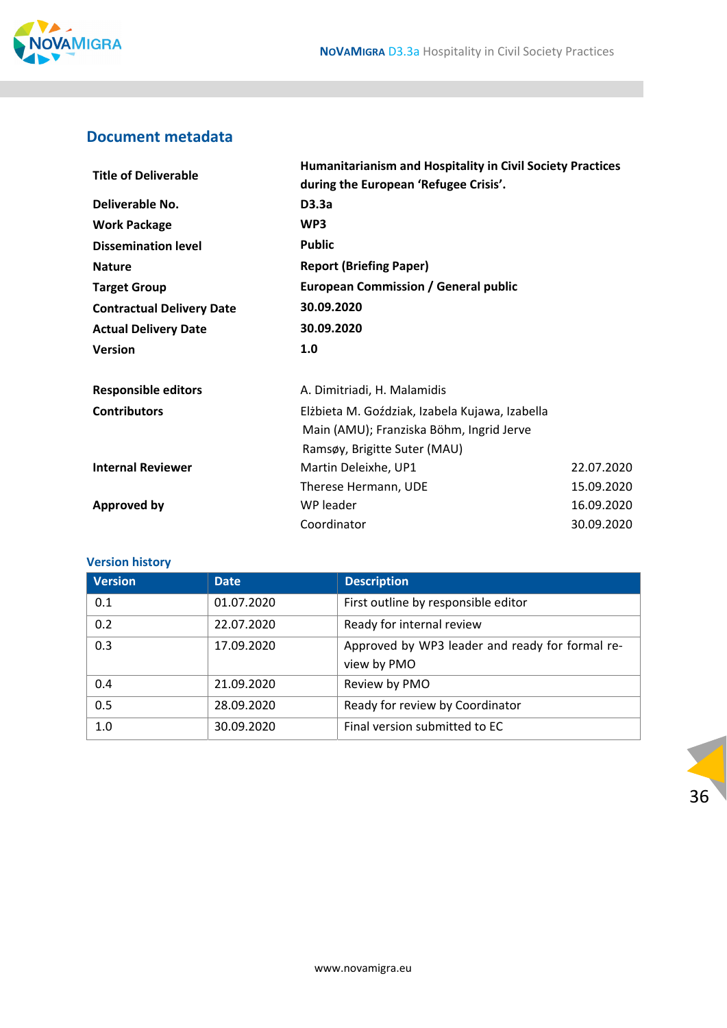## Document metadata

| | | |
|---|---|---|
| **Title of Deliverable** | **Humanitarianism and Hospitality in Civil Society Practices during the European 'Refugee Crisis'.** | |
| **Deliverable No.** | **D3.3a** | |
| **Work Package** | **WP3** | |
| **Dissemination level** | **Public** | |
| **Nature** | **Report (Briefing Paper)** | |
| **Target Group** | **European Commission / General public** | |
| **Contractual Delivery Date** | **30.09.2020** | |
| **Actual Delivery Date** | **30.09.2020** | |
| **Version** | **1.0** | |
| **Responsible editors** | A. Dimitriadi, H. Malamidis | |
| **Contributors** | Elżbieta M. Goździak, Izabela Kujawa, Izabella Main (AMU); Franziska Böhm, Ingrid Jerve Ramsøy, Brigitte Suter (MAU) | |
| **Internal Reviewer** | Martin Deleixhe, UP1 | 22.07.2020 |
| | Therese Hermann, UDE | 15.09.2020 |
| **Approved by** | WP leader | 16.09.2020 |
| | Coordinator | 30.09.2020 |

### Version history

| Version | Date | Description |
|---|---|---|
| 0.1 | 01.07.2020 | First outline by responsible editor |
| 0.2 | 22.07.2020 | Ready for internal review |
| 0.3 | 17.09.2020 | Approved by WP3 leader and ready for formal review by PMO |
| 0.4 | 21.09.2020 | Review by PMO |
| 0.5 | 28.09.2020 | Ready for review by Coordinator |
| 1.0 | 30.09.2020 | Final version submitted to EC |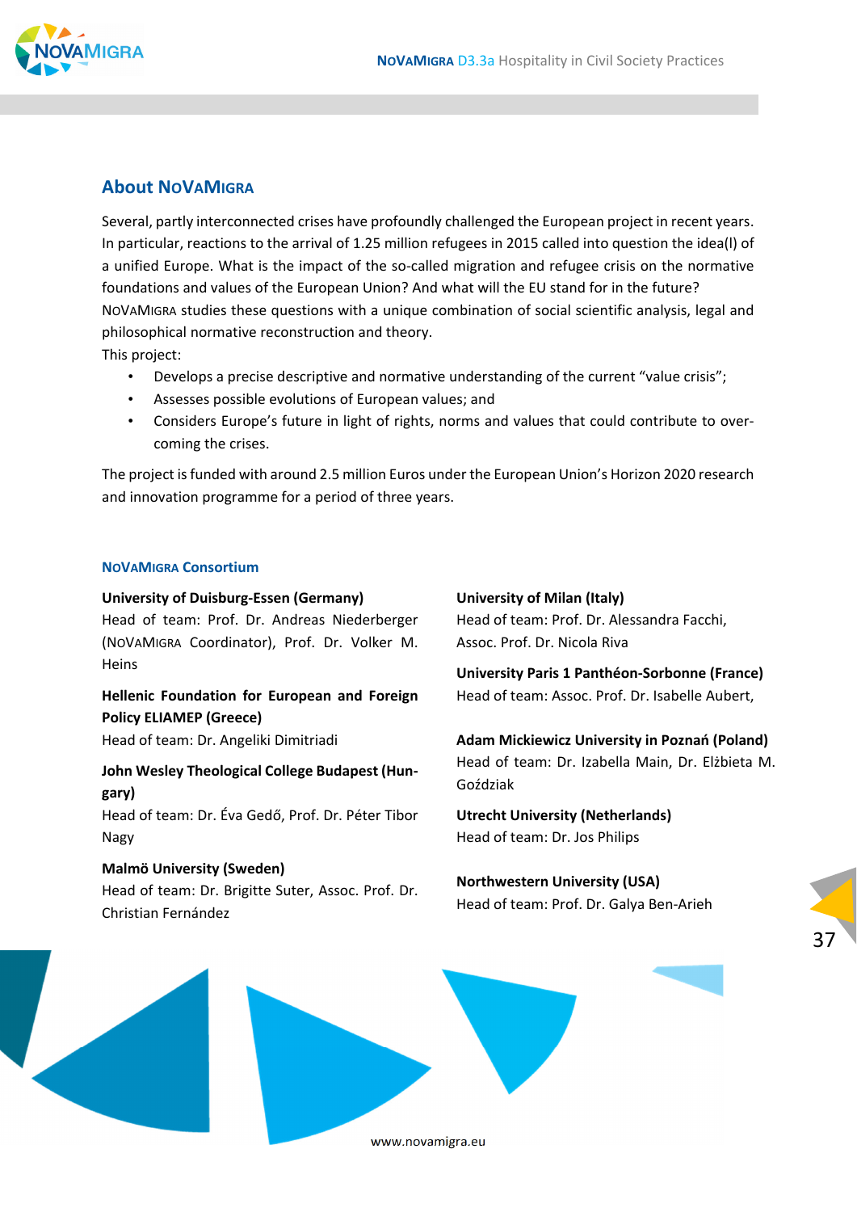## About NoVaMigra

Several, partly interconnected crises have profoundly challenged the European project in recent years. In particular, reactions to the arrival of 1.25 million refugees in 2015 called into question the idea(l) of a unified Europe. What is the impact of the so-called migration and refugee crisis on the normative foundations and values of the European Union? And what will the EU stand for in the future? NoVaMigra studies these questions with a unique combination of social scientific analysis, legal and philosophical normative reconstruction and theory.

This project:

- Develops a precise descriptive and normative understanding of the current “value crisis”;
- Assesses possible evolutions of European values; and
- Considers Europe’s future in light of rights, norms and values that could contribute to over-coming the crises.

The project is funded with around 2.5 million Euros under the European Union’s Horizon 2020 research and innovation programme for a period of three years.

### NoVaMigra Consortium

**University of Duisburg-Essen (Germany)**
Head of team: Prof. Dr. Andreas Niederberger (NoVaMigra Coordinator), Prof. Dr. Volker M. Heins

**Hellenic Foundation for European and Foreign Policy ELIAMEP (Greece)**
Head of team: Dr. Angeliki Dimitriadi

**John Wesley Theological College Budapest (Hungary)**
Head of team: Dr. Éva Gedő, Prof. Dr. Péter Tibor Nagy

**Malmö University (Sweden)**
Head of team: Dr. Brigitte Suter, Assoc. Prof. Dr. Christian Fernández

**University of Milan (Italy)**
Head of team: Prof. Dr. Alessandra Facchi, Assoc. Prof. Dr. Nicola Riva

**University Paris 1 Panthéon-Sorbonne (France)**
Head of team: Assoc. Prof. Dr. Isabelle Aubert,

**Adam Mickiewicz University in Poznań (Poland)**
Head of team: Dr. Izabella Main, Dr. Elżbieta M. Goździak

**Utrecht University (Netherlands)**
Head of team: Dr. Jos Philips

**Northwestern University (USA)**
Head of team: Prof. Dr. Galya Ben-Arieh

www.novamigra.eu